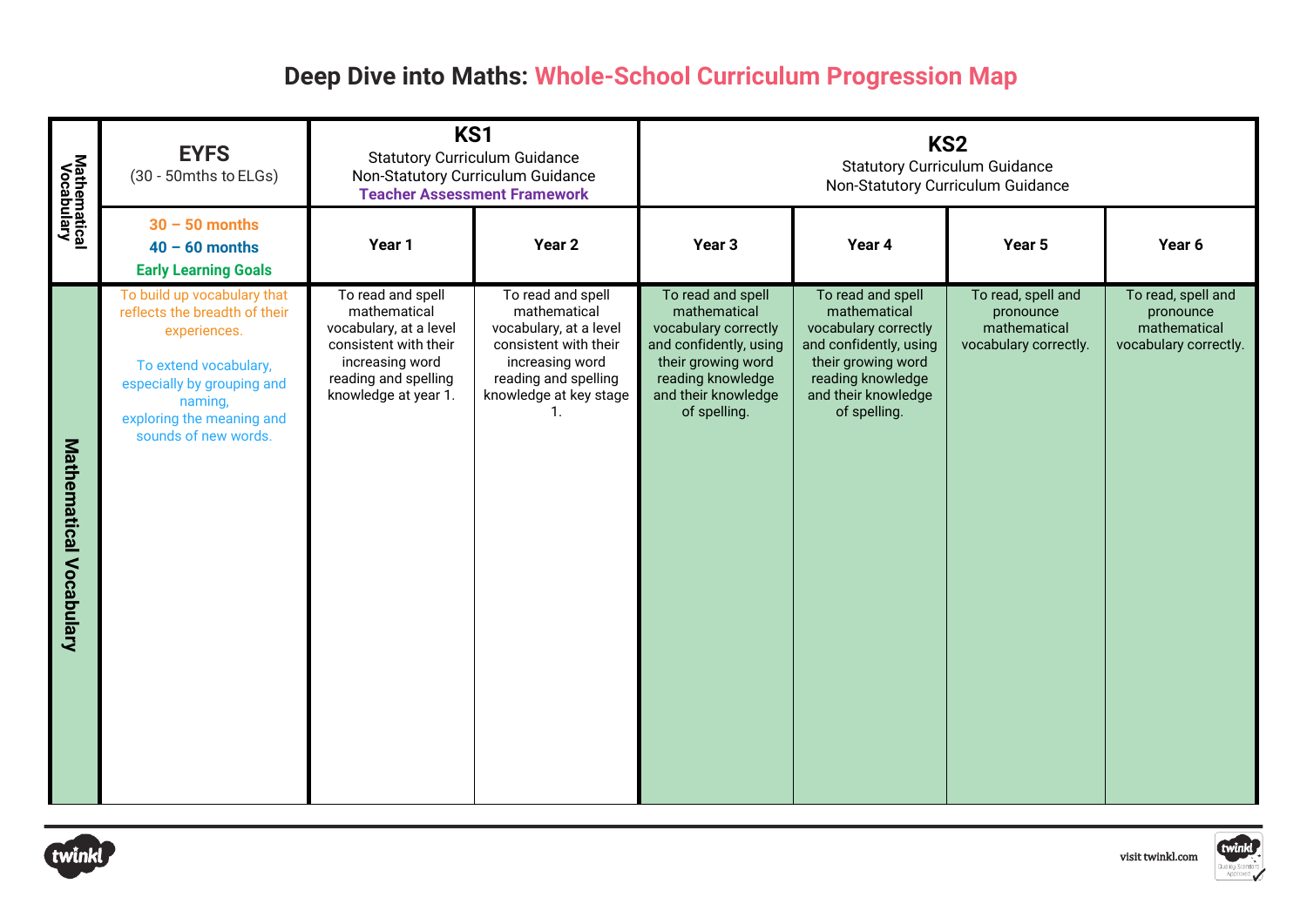# Deep Dive into Maths: Whole-School Curriculum Progression Map

| Mathematical Vocabulary | EYFS (30 - 50mths to ELGs) | KS1 Statutory Curriculum Guidance Non-Statutory Curriculum Guidance **Teacher Assessment Framework** | | KS2 Statutory Curriculum Guidance Non-Statutory Curriculum Guidance | | | |
|---|---|---|---|---|---|---|---|
| | **30 – 50 months** **40 – 60 months** **Early Learning Goals** | **Year 1** | **Year 2** | **Year 3** | **Year 4** | **Year 5** | **Year 6** |
| **Mathematical Vocabulary** | To build up vocabulary that reflects the breadth of their experiences. To extend vocabulary, especially by grouping and naming, exploring the meaning and sounds of new words. | To read and spell mathematical vocabulary, at a level consistent with their increasing word reading and spelling knowledge at year 1. | To read and spell mathematical vocabulary, at a level consistent with their increasing word reading and spelling knowledge at key stage 1. | To read and spell mathematical vocabulary correctly and confidently, using their growing word reading knowledge and their knowledge of spelling. | To read and spell mathematical vocabulary correctly and confidently, using their growing word reading knowledge and their knowledge of spelling. | To read, spell and pronounce mathematical vocabulary correctly. | To read, spell and pronounce mathematical vocabulary correctly. |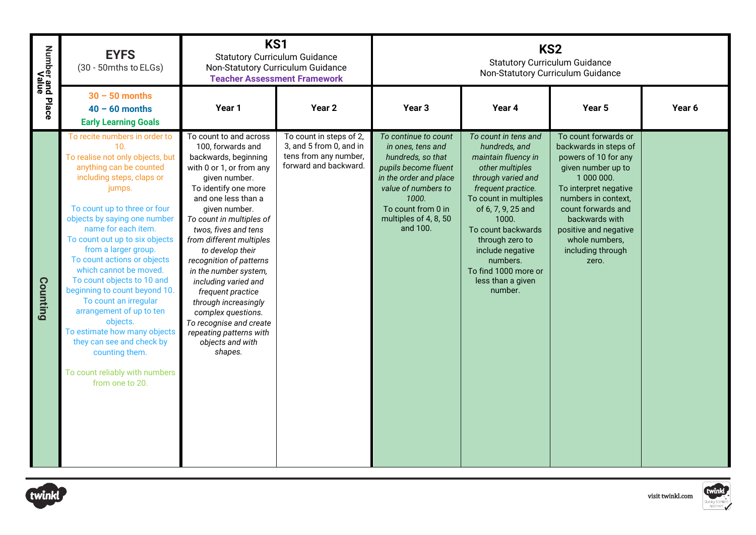| Number and Place Value | EYFS (30 - 50mths to ELGs) | KS1 Statutory Curriculum Guidance Non-Statutory Curriculum Guidance **Teacher Assessment Framework** | | KS2 Statutory Curriculum Guidance Non-Statutory Curriculum Guidance | | | |
|---|---|---|---|---|---|---|---|
| | **30 – 50 months** **40 – 60 months** **Early Learning Goals** | **Year 1** | **Year 2** | **Year 3** | **Year 4** | **Year 5** | **Year 6** |
| **Counting** | To recite numbers in order to 10. To realise not only objects, but anything can be counted including steps, claps or jumps. To count up to three or four objects by saying one number name for each item. To count out up to six objects from a larger group. To count actions or objects which cannot be moved. To count objects to 10 and beginning to count beyond 10. To count an irregular arrangement of up to ten objects. To estimate how many objects they can see and check by counting them. To count reliably with numbers from one to 20. | To count to and across 100, forwards and backwards, beginning with 0 or 1, or from any given number. To identify one more and one less than a given number. *To count in multiples of twos, fives and tens from different multiples to develop their recognition of patterns in the number system, including varied and frequent practice through increasingly complex questions. To recognise and create repeating patterns with objects and with shapes.* | To count in steps of 2, 3, and 5 from 0, and in tens from any number, forward and backward. | *To continue to count in ones, tens and hundreds, so that pupils become fluent in the order and place value of numbers to 1000.* To count from 0 in multiples of 4, 8, 50 and 100. | *To count in tens and hundreds, and maintain fluency in other multiples through varied and frequent practice.* To count in multiples of 6, 7, 9, 25 and 1000. To count backwards through zero to include negative numbers. To find 1000 more or less than a given number. | To count forwards or backwards in steps of powers of 10 for any given number up to 1 000 000. To interpret negative numbers in context, count forwards and backwards with positive and negative whole numbers, including through zero. | |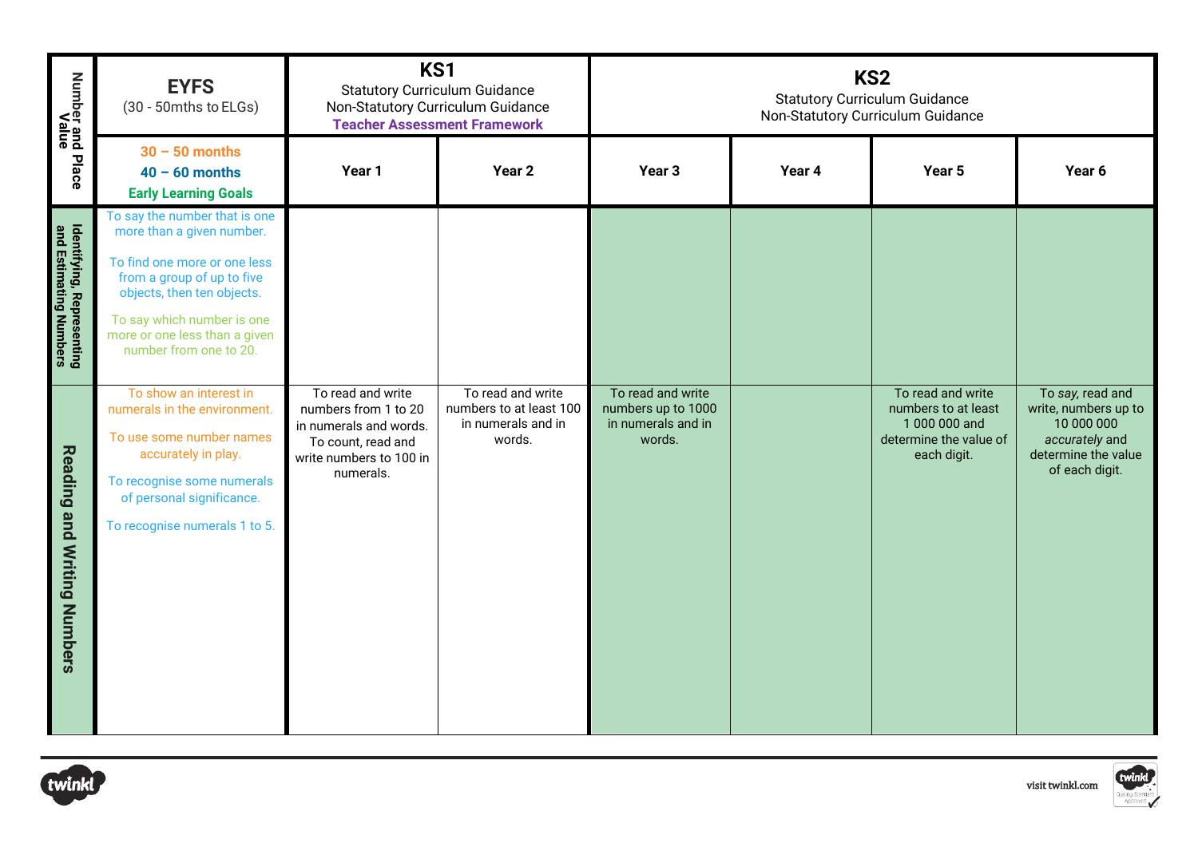| Number and Place Value | EYFS (30 - 50mths to ELGs) | KS1 Statutory Curriculum Guidance Non-Statutory Curriculum Guidance **Teacher Assessment Framework** | | KS2 Statutory Curriculum Guidance Non-Statutory Curriculum Guidance | | | |
|---|---|---|---|---|---|---|---|
| | 30 – 50 months / 40 – 60 months / Early Learning Goals | **Year 1** | **Year 2** | **Year 3** | **Year 4** | **Year 5** | **Year 6** |
| **Identifying, Representing and Estimating Numbers** | To say the number that is one more than a given number.<br><br>To find one more or one less from a group of up to five objects, then ten objects.<br><br>To say which number is one more or one less than a given number from one to 20. | | | | | | |
| **Reading and Writing Numbers** | To show an interest in numerals in the environment.<br><br>To use some number names accurately in play.<br><br>To recognise some numerals of personal significance.<br><br>To recognise numerals 1 to 5. | To read and write numbers from 1 to 20 in numerals and words. To count, read and write numbers to 100 in numerals. | To read and write numbers to at least 100 in numerals and in words. | To read and write numbers up to 1000 in numerals and in words. | | To read and write numbers to at least 1 000 000 and determine the value of each digit. | To *say*, read and write, numbers up to 10 000 000 *accurately* and determine the value of each digit. |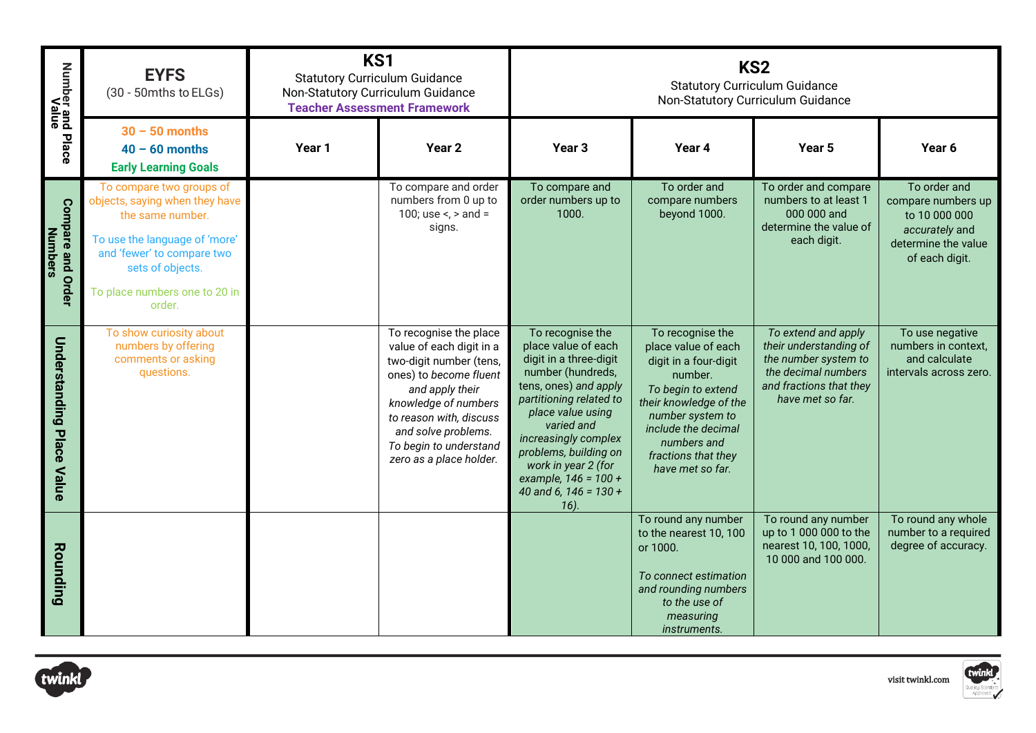| Number and Place Value | EYFS (30 - 50mths to ELGs) | KS1 Statutory Curriculum Guidance Non-Statutory Curriculum Guidance Teacher Assessment Framework | | KS2 Statutory Curriculum Guidance Non-Statutory Curriculum Guidance | | | |
|---|---|---|---|---|---|---|---|
| | 30 – 50 months 40 – 60 months Early Learning Goals | Year 1 | Year 2 | Year 3 | Year 4 | Year 5 | Year 6 |
| Compare and Order Numbers | To compare two groups of objects, saying when they have the same number. To use the language of 'more' and 'fewer' to compare two sets of objects. To place numbers one to 20 in order. | | To compare and order numbers from 0 up to 100; use <, > and = signs. | To compare and order numbers up to 1000. | To order and compare numbers beyond 1000. | To order and compare numbers to at least 1 000 000 and determine the value of each digit. | To order and compare numbers up to 10 000 000 *accurately* and determine the value of each digit. |
| Understanding Place Value | To show curiosity about numbers by offering comments or asking questions. | | To recognise the place value of each digit in a two-digit number (tens, ones) *to become fluent and apply their knowledge of numbers to reason with, discuss and solve problems. To begin to understand zero as a place holder.* | To recognise the place value of each digit in a three-digit number (hundreds, tens, ones) *and apply partitioning related to place value using varied and increasingly complex problems, building on work in year 2 (for example, 146 = 100 + 40 and 6, 146 = 130 + 16).* | To recognise the place value of each digit in a four-digit number. *To begin to extend their knowledge of the number system to include the decimal numbers and fractions that they have met so far.* | *To extend and apply their understanding of the number system to the decimal numbers and fractions that they have met so far.* | To use negative numbers in context, and calculate intervals across zero. |
| Rounding | | | | | To round any number to the nearest 10, 100 or 1000. *To connect estimation and rounding numbers to the use of measuring instruments.* | To round any number up to 1 000 000 to the nearest 10, 100, 1000, 10 000 and 100 000. | To round any whole number to a required degree of accuracy. |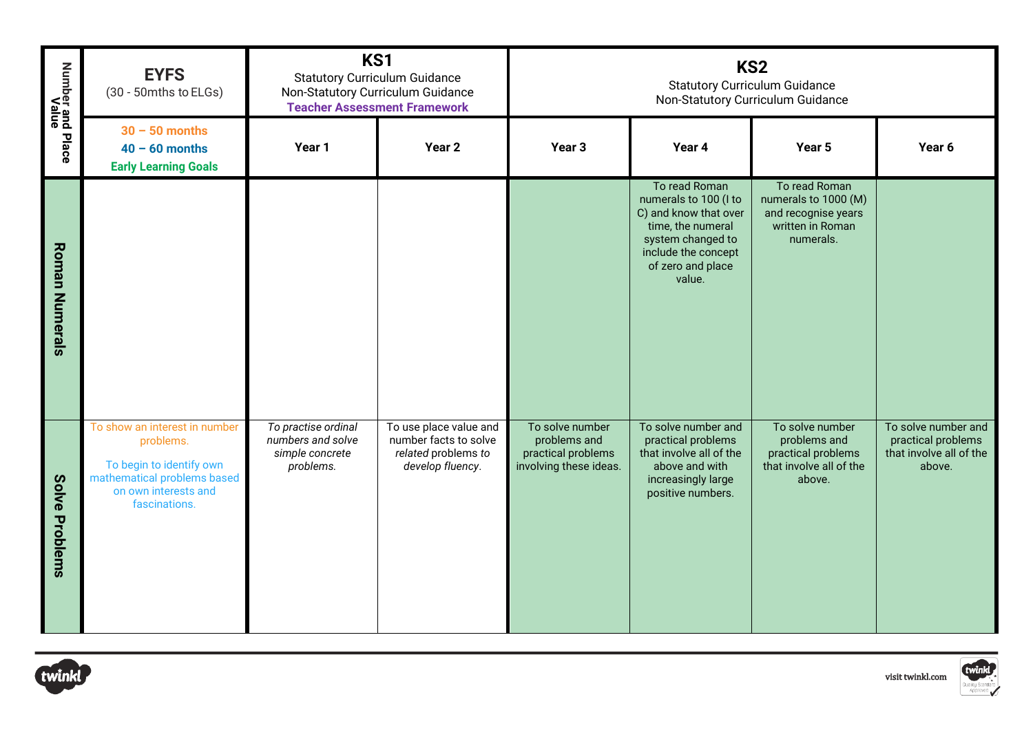| Number and Place Value | EYFS (30 - 50mths to ELGs) | KS1 Statutory Curriculum Guidance Non-Statutory Curriculum Guidance **Teacher Assessment Framework** | | KS2 Statutory Curriculum Guidance Non-Statutory Curriculum Guidance | | | |
|---|---|---|---|---|---|---|---|
| | **30 – 50 months** **40 – 60 months** **Early Learning Goals** | **Year 1** | **Year 2** | **Year 3** | **Year 4** | **Year 5** | **Year 6** |
| **Roman Numerals** | | | | | To read Roman numerals to 100 (I to C) and know that over time, the numeral system changed to include the concept of zero and place value. | To read Roman numerals to 1000 (M) and recognise years written in Roman numerals. | |
| **Solve Problems** | To show an interest in number problems. To begin to identify own mathematical problems based on own interests and fascinations. | *To practise ordinal numbers and solve simple concrete problems.* | To use place value and number facts to solve *related* problems *to develop fluency.* | To solve number problems and practical problems involving these ideas. | To solve number and practical problems that involve all of the above and with increasingly large positive numbers. | To solve number problems and practical problems that involve all of the above. | To solve number and practical problems that involve all of the above. |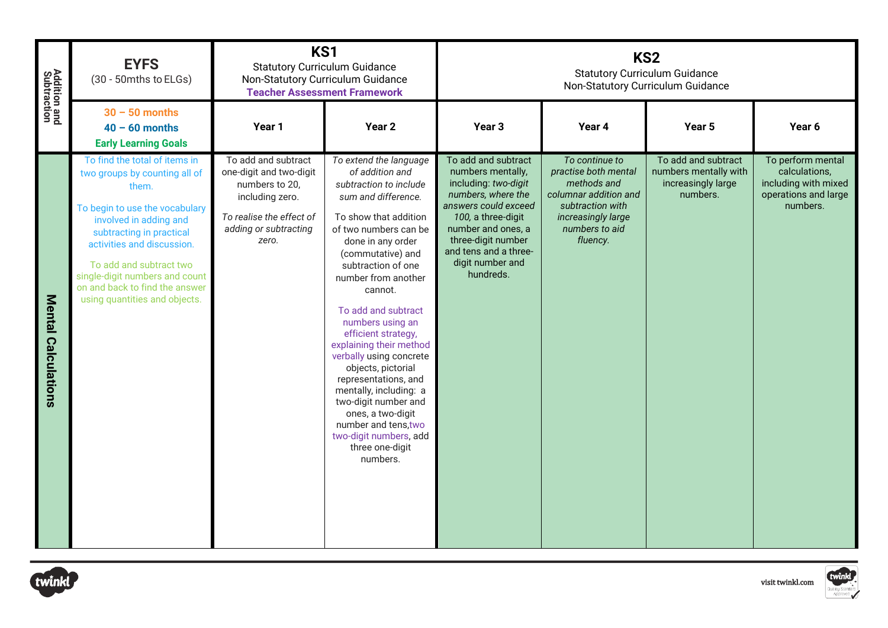| Addition and Subtraction | EYFS (30 - 50mths to ELGs) | KS1 Statutory Curriculum Guidance Non-Statutory Curriculum Guidance **Teacher Assessment Framework** | | KS2 Statutory Curriculum Guidance Non-Statutory Curriculum Guidance | | | |
|---|---|---|---|---|---|---|---|
| | **30 – 50 months** **40 – 60 months** **Early Learning Goals** | **Year 1** | **Year 2** | **Year 3** | **Year 4** | **Year 5** | **Year 6** |
| **Mental Calculations** | To find the total of items in two groups by counting all of them.<br><br>To begin to use the vocabulary involved in adding and subtracting in practical activities and discussion.<br><br>To add and subtract two single-digit numbers and count on and back to find the answer using quantities and objects. | To add and subtract one-digit and two-digit numbers to 20, including zero.<br><br>*To realise the effect of adding or subtracting zero.* | *To extend the language of addition and subtraction to include sum and difference.*<br><br>To show that addition of two numbers can be done in any order (commutative) and subtraction of one number from another cannot.<br><br>To add and subtract numbers using an efficient strategy, explaining their method verbally using concrete objects, pictorial representations, and mentally, including: a two-digit number and ones, a two-digit number and tens, two two-digit numbers, add three one-digit numbers. | To add and subtract numbers mentally, including: *two-digit numbers, where the answers could exceed 100,* a three-digit number and ones, a three-digit number and tens and a three-digit number and hundreds. | *To continue to practise both mental methods and columnar addition and subtraction with increasingly large numbers to aid fluency.* | To add and subtract numbers mentally with increasingly large numbers. | To perform mental calculations, including with mixed operations and large numbers. |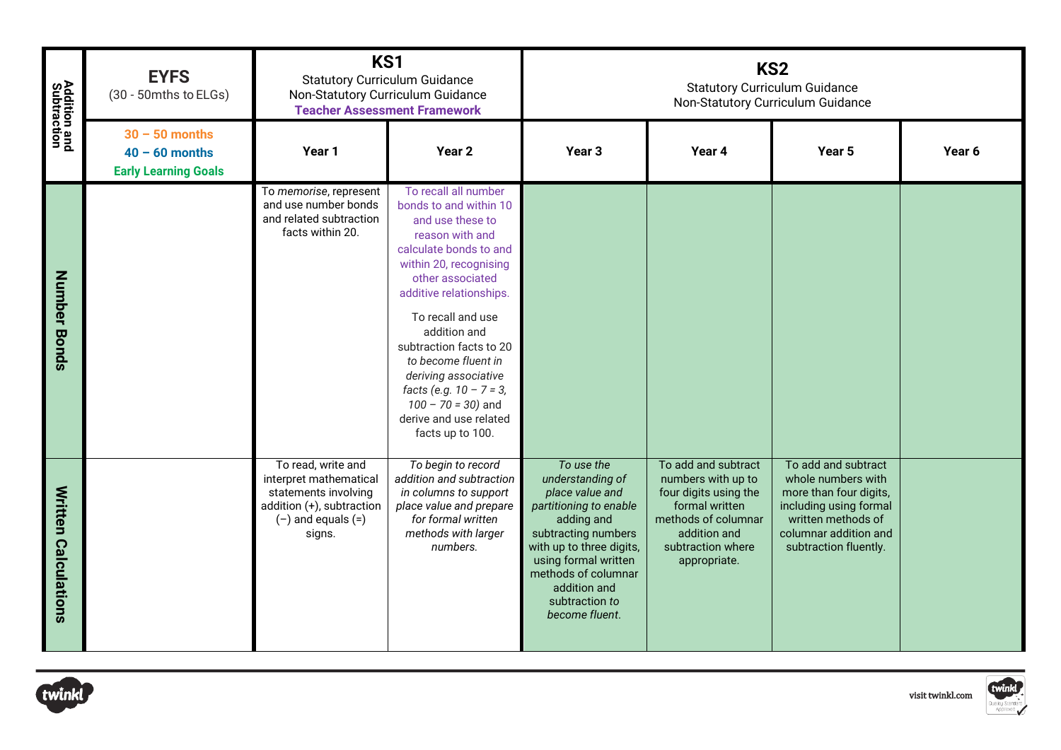| Addition and Subtraction | EYFS (30 - 50mths to ELGs) | KS1 Statutory Curriculum Guidance Non-Statutory Curriculum Guidance **Teacher Assessment Framework** | | KS2 Statutory Curriculum Guidance Non-Statutory Curriculum Guidance | | | |
|---|---|---|---|---|---|---|---|
| | **30 – 50 months** **40 – 60 months** **Early Learning Goals** | **Year 1** | **Year 2** | **Year 3** | **Year 4** | **Year 5** | **Year 6** |
| **Number Bonds** | | To *memorise*, represent and use number bonds and related subtraction facts within 20. | To recall all number bonds to and within 10 and use these to reason with and calculate bonds to and within 20, recognising other associated additive relationships.<br><br>To recall and use addition and subtraction facts to 20 *to become fluent in deriving associative facts (e.g. 10 – 7 = 3, 100 – 70 = 30)* and derive and use related facts up to 100. | | | | |
| **Written Calculations** | | To read, write and interpret mathematical statements involving addition (+), subtraction (–) and equals (=) signs. | *To begin to record addition and subtraction in columns to support place value and prepare for formal written methods with larger numbers.* | *To use the understanding of place value and partitioning to enable* adding and subtracting numbers with up to three digits, using formal written methods of columnar addition and subtraction *to become fluent.* | To add and subtract numbers with up to four digits using the formal written methods of columnar addition and subtraction where appropriate. | To add and subtract whole numbers with more than four digits, including using formal written methods of columnar addition and subtraction fluently. | |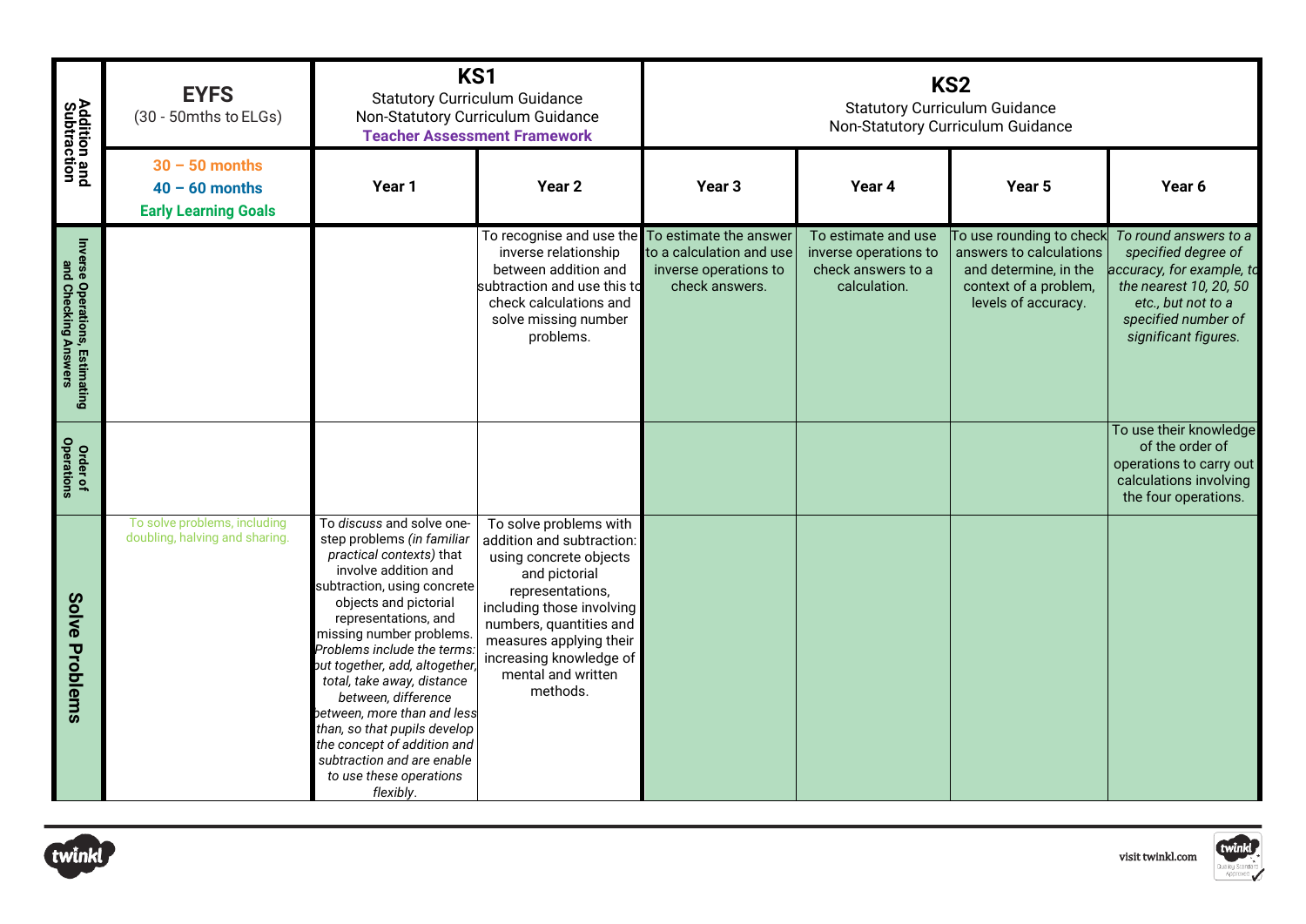| Addition and Subtraction | EYFS (30 - 50mths to ELGs) | KS1 Statutory Curriculum Guidance Non-Statutory Curriculum Guidance Teacher Assessment Framework | | KS2 Statutory Curriculum Guidance Non-Statutory Curriculum Guidance | | | |
|---|---|---|---|---|---|---|---|
| | 30 – 50 months<br>40 – 60 months<br>Early Learning Goals | Year 1 | Year 2 | Year 3 | Year 4 | Year 5 | Year 6 |
| **Inverse Operations, Estimating and Checking Answers** | | | To recognise and use the inverse relationship between addition and subtraction and use this to check calculations and solve missing number problems. | To estimate the answer to a calculation and use inverse operations to check answers. | To estimate and use inverse operations to check answers to a calculation. | To use rounding to check answers to calculations and determine, in the context of a problem, levels of accuracy. | *To round answers to a specified degree of accuracy, for example, to the nearest 10, 20, 50 etc., but not to a specified number of significant figures.* |
| **Order of Operations** | | | | | | | To use their knowledge of the order of operations to carry out calculations involving the four operations. |
| **Solve Problems** | To solve problems, including doubling, halving and sharing. | To *discuss* and solve one-step problems *(in familiar practical contexts)* that involve addition and subtraction, using concrete objects and pictorial representations, and missing number problems. *Problems include the terms: put together, add, altogether, total, take away, distance between, difference between, more than and less than, so that pupils develop the concept of addition and subtraction and are enable to use these operations flexibly.* | To solve problems with addition and subtraction: using concrete objects and pictorial representations, including those involving numbers, quantities and measures applying their increasing knowledge of mental and written methods. | | | | |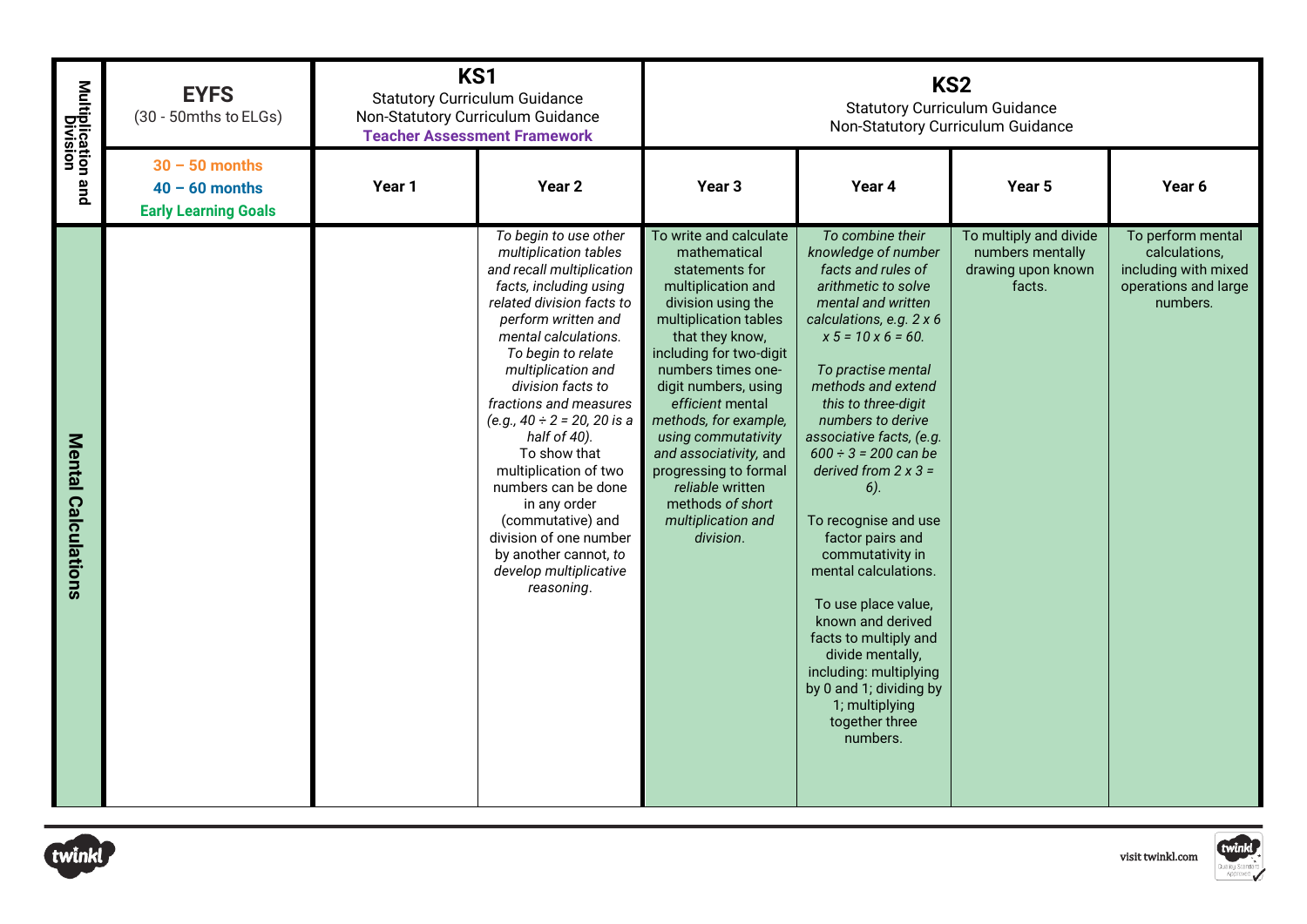| Multiplication and Division | EYFS (30 - 50mths to ELGs) | KS1 Statutory Curriculum Guidance Non-Statutory Curriculum Guidance **Teacher Assessment Framework** | | KS2 Statutory Curriculum Guidance Non-Statutory Curriculum Guidance | | | |
|---|---|---|---|---|---|---|---|
| | 30 – 50 months<br>40 – 60 months<br>**Early Learning Goals** | **Year 1** | **Year 2** | **Year 3** | **Year 4** | **Year 5** | **Year 6** |
| **Mental Calculations** | | | *To begin to use other multiplication tables and recall multiplication facts, including using related division facts to perform written and mental calculations.* *To begin to relate multiplication and division facts to fractions and measures (e.g., 40 ÷ 2 = 20, 20 is a half of 40).* To show that multiplication of two numbers can be done in any order (commutative) and division of one number by another cannot, *to develop multiplicative reasoning*. | To write and calculate mathematical statements for multiplication and division using the multiplication tables that they know, including for two-digit numbers times one-digit numbers, using *efficient* mental *methods, for example, using commutativity and associativity,* and progressing to formal *reliable* written methods of *short multiplication and division*. | *To combine their knowledge of number facts and rules of arithmetic to solve mental and written calculations, e.g. 2 x 6 x 5 = 10 x 6 = 60.* *To practise mental methods and extend this to three-digit numbers to derive associative facts, (e.g. 600 ÷ 3 = 200 can be derived from 2 x 3 = 6).* To recognise and use factor pairs and commutativity in mental calculations. To use place value, known and derived facts to multiply and divide mentally, including: multiplying by 0 and 1; dividing by 1; multiplying together three numbers. | To multiply and divide numbers mentally drawing upon known facts. | To perform mental calculations, including with mixed operations and large numbers. |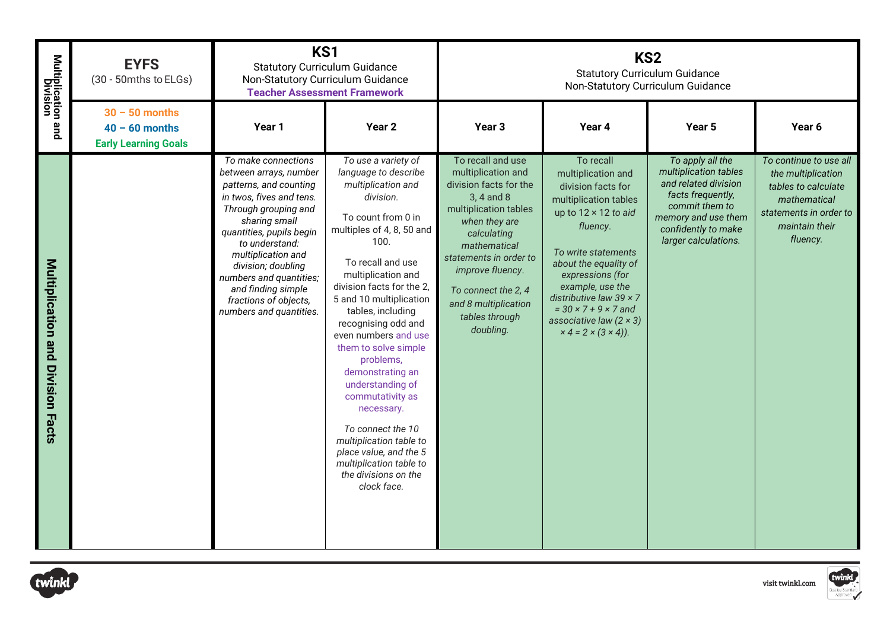| Multiplication and Division | EYFS (30 - 50mths to ELGs) | KS1 Statutory Curriculum Guidance Non-Statutory Curriculum Guidance Teacher Assessment Framework | | KS2 Statutory Curriculum Guidance Non-Statutory Curriculum Guidance | | | |
|---|---|---|---|---|---|---|---|
| | 30 – 50 months<br>40 – 60 months<br>Early Learning Goals | Year 1 | Year 2 | Year 3 | Year 4 | Year 5 | Year 6 |
| **Multiplication and Division Facts** | | *To make connections between arrays, number patterns, and counting in twos, fives and tens. Through grouping and sharing small quantities, pupils begin to understand: multiplication and division; doubling numbers and quantities; and finding simple fractions of objects, numbers and quantities.* | *To use a variety of language to describe multiplication and division.*<br><br>To count from 0 in multiples of 4, 8, 50 and 100.<br><br>To recall and use multiplication and division facts for the 2, 5 and 10 multiplication tables, including recognising odd and even numbers and use them to solve simple problems, demonstrating an understanding of commutativity as necessary.<br><br>*To connect the 10 multiplication table to place value, and the 5 multiplication table to the divisions on the clock face.* | To recall and use multiplication and division facts for the 3, 4 and 8 multiplication tables *when they are calculating mathematical statements in order to improve fluency.*<br><br>*To connect the 2, 4 and 8 multiplication tables through doubling.* | To recall multiplication and division facts for multiplication tables up to 12 × 12 *to aid fluency.*<br><br>*To write statements about the equality of expressions (for example, use the distributive law 39 × 7 = 30 × 7 + 9 × 7 and associative law (2 × 3) × 4 = 2 × (3 × 4)).* | *To apply all the multiplication tables and related division facts frequently, commit them to memory and use them confidently to make larger calculations.* | *To continue to use all the multiplication tables to calculate mathematical statements in order to maintain their fluency.* |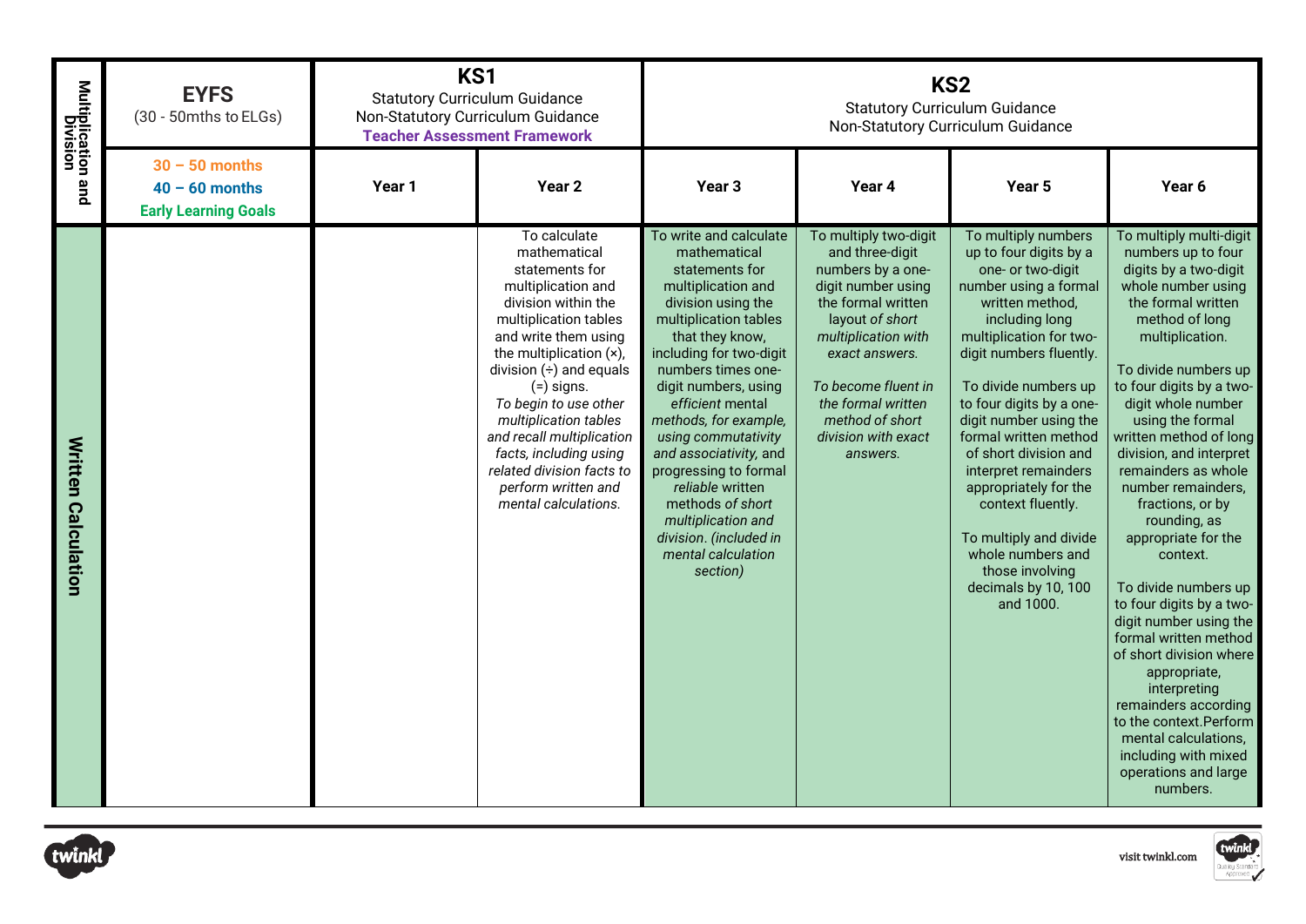| Multiplication and Division | EYFS (30 - 50mths to ELGs) | KS1 Statutory Curriculum Guidance Non-Statutory Curriculum Guidance **Teacher Assessment Framework** | | KS2 Statutory Curriculum Guidance Non-Statutory Curriculum Guidance | | | |
|---|---|---|---|---|---|---|---|
| | **30 – 50 months** **40 – 60 months** **Early Learning Goals** | **Year 1** | **Year 2** | **Year 3** | **Year 4** | **Year 5** | **Year 6** |
| **Written Calculation** | | | To calculate mathematical statements for multiplication and division within the multiplication tables and write them using the multiplication (×), division (÷) and equals (=) signs. *To begin to use other multiplication tables and recall multiplication facts, including using related division facts to perform written and mental calculations.* | To write and calculate mathematical statements for multiplication and division using the multiplication tables that they know, including for two-digit numbers times one-digit numbers, using *efficient* mental *methods, for example, using commutativity and associativity,* and progressing to formal *reliable* written methods *of short multiplication and division. (included in mental calculation section)* | To multiply two-digit and three-digit numbers by a one-digit number using the formal written layout *of short multiplication with exact answers.* *To become fluent in the formal written method of short division with exact answers.* | To multiply numbers up to four digits by a one- or two-digit number using a formal written method, including long multiplication for two-digit numbers fluently. To divide numbers up to four digits by a one-digit number using the formal written method of short division and interpret remainders appropriately for the context fluently. To multiply and divide whole numbers and those involving decimals by 10, 100 and 1000. | To multiply multi-digit numbers up to four digits by a two-digit whole number using the formal written method of long multiplication. To divide numbers up to four digits by a two-digit whole number using the formal written method of long division, and interpret remainders as whole number remainders, fractions, or by rounding, as appropriate for the context. To divide numbers up to four digits by a two-digit number using the formal written method of short division where appropriate, interpreting remainders according to the context.Perform mental calculations, including with mixed operations and large numbers. |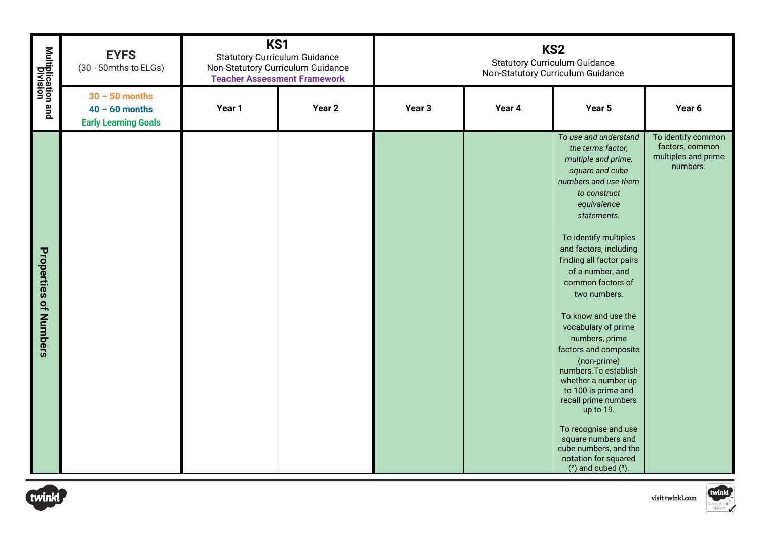| Multiplication and Division | EYFS (30 - 50mths to ELGs) | KS1 Statutory Curriculum Guidance Non-Statutory Curriculum Guidance **Teacher Assessment Framework** | | KS2 Statutory Curriculum Guidance Non-Statutory Curriculum Guidance | | | |
|---|---|---|---|---|---|---|---|
| | **30 – 50 months** **40 – 60 months** **Early Learning Goals** | **Year 1** | **Year 2** | **Year 3** | **Year 4** | **Year 5** | **Year 6** |
| **Properties of Numbers** | | | | | | *To use and understand the terms factor, multiple and prime, square and cube numbers and use them to construct equivalence statements.*<br><br>To identify multiples and factors, including finding all factor pairs of a number, and common factors of two numbers.<br><br>To know and use the vocabulary of prime numbers, prime factors and composite (non-prime) numbers.To establish whether a number up to 100 is prime and recall prime numbers up to 19.<br><br>To recognise and use square numbers and cube numbers, and the notation for squared ($^2$) and cubed ($^3$). | To identify common factors, common multiples and prime numbers. |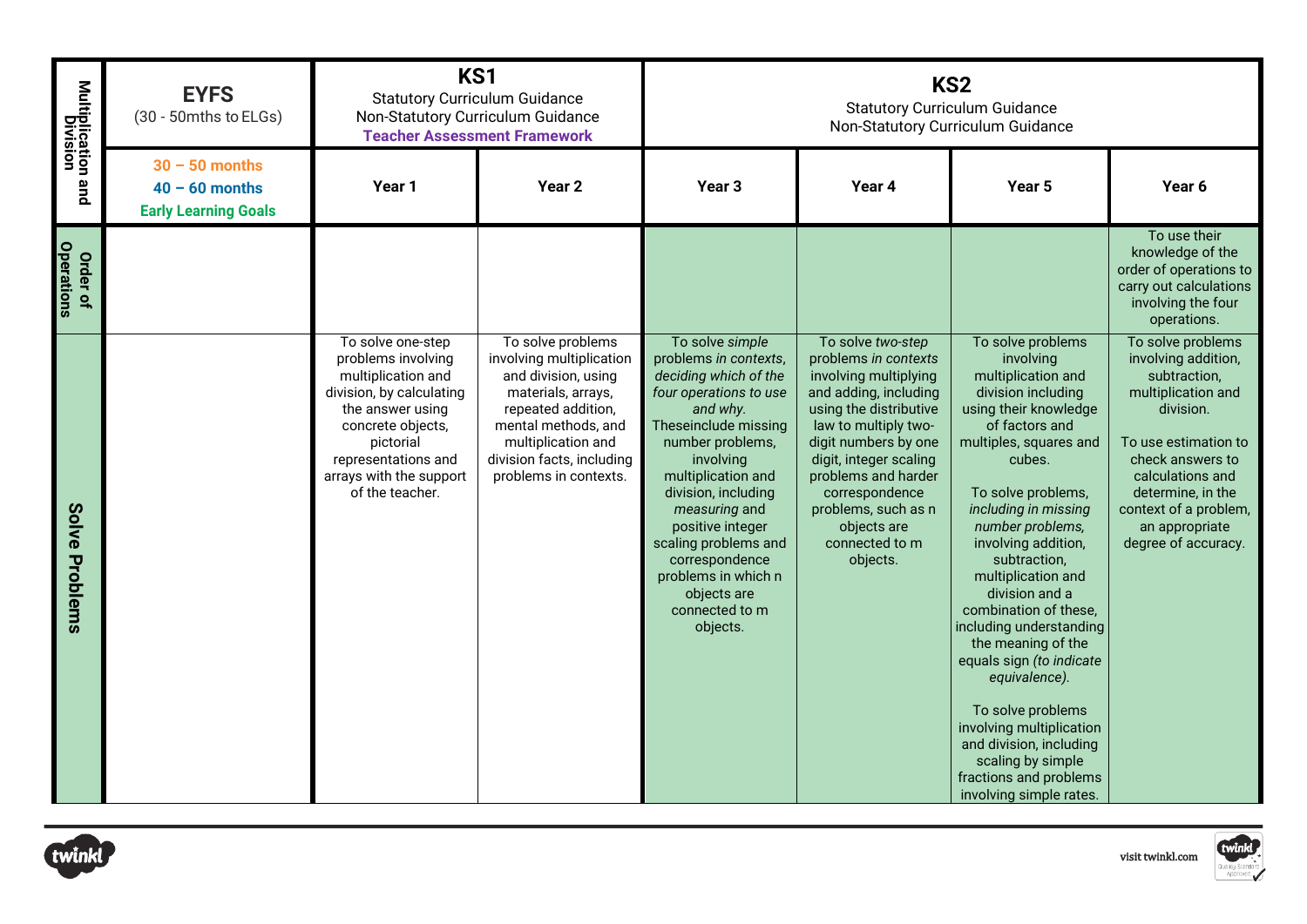| Multiplication and Division | EYFS (30 - 50mths to ELGs) | KS1 Statutory Curriculum Guidance Non-Statutory Curriculum Guidance **Teacher Assessment Framework** | | KS2 Statutory Curriculum Guidance Non-Statutory Curriculum Guidance | | | |
|---|---|---|---|---|---|---|---|
| | **30 – 50 months** **40 – 60 months** **Early Learning Goals** | **Year 1** | **Year 2** | **Year 3** | **Year 4** | **Year 5** | **Year 6** |
| **Order of Operations** | | | | | | | To use their knowledge of the order of operations to carry out calculations involving the four operations. |
| **Solve Problems** | | To solve one-step problems involving multiplication and division, by calculating the answer using concrete objects, pictorial representations and arrays with the support of the teacher. | To solve problems involving multiplication and division, using materials, arrays, repeated addition, mental methods, and multiplication and division facts, including problems in contexts. | To solve *simple* problems *in contexts, deciding which of the four operations to use and why.* Theseinclude missing number problems, involving multiplication and division, including *measuring* and positive integer scaling problems and correspondence problems in which n objects are connected to m objects. | To solve *two-step* problems *in contexts* involving multiplying and adding, including using the distributive law to multiply two-digit numbers by one digit, integer scaling problems and harder correspondence problems, such as n objects are connected to m objects. | To solve problems involving multiplication and division including using their knowledge of factors and multiples, squares and cubes.<br><br>To solve problems, *including in missing number problems,* involving addition, subtraction, multiplication and division and a combination of these, including understanding the meaning of the equals sign *(to indicate equivalence).*<br><br>To solve problems involving multiplication and division, including scaling by simple fractions and problems involving simple rates. | To solve problems involving addition, subtraction, multiplication and division.<br><br>To use estimation to check answers to calculations and determine, in the context of a problem, an appropriate degree of accuracy. |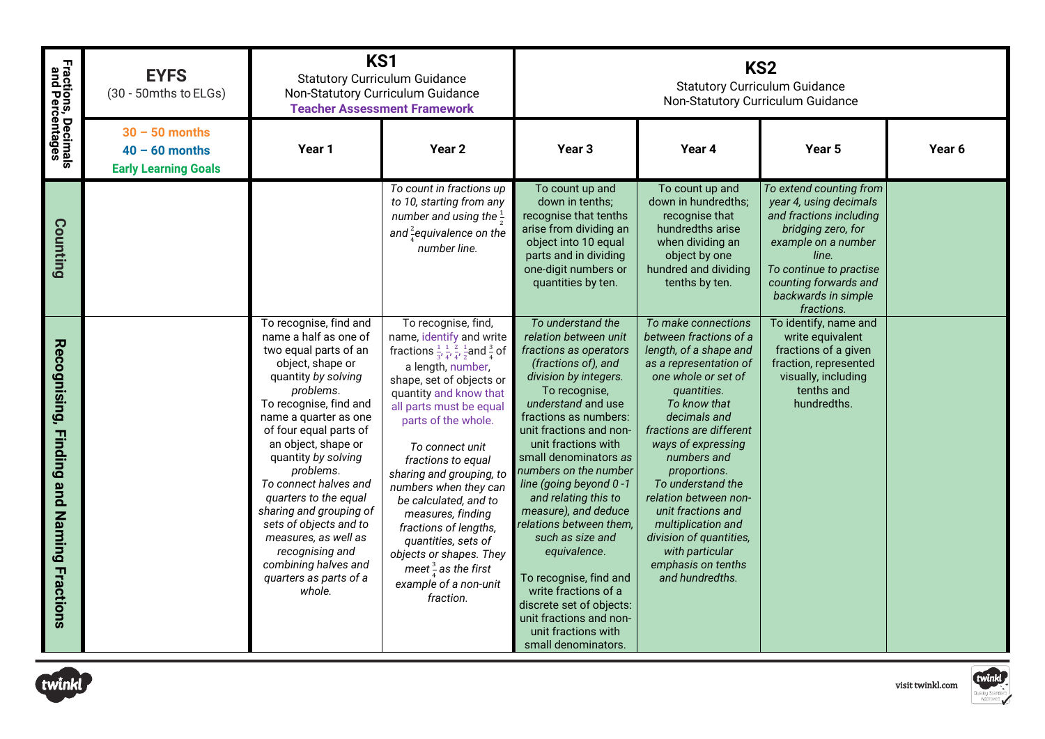| Fractions, Decimals and Percentages | EYFS (30 - 50mths to ELGs) | KS1 Statutory Curriculum Guidance Non-Statutory Curriculum Guidance **Teacher Assessment Framework** | | KS2 Statutory Curriculum Guidance Non-Statutory Curriculum Guidance | | | |
|---|---|---|---|---|---|---|---|
| | **30 – 50 months** **40 – 60 months** **Early Learning Goals** | **Year 1** | **Year 2** | **Year 3** | **Year 4** | **Year 5** | **Year 6** |
| **Counting** | | | *To count in fractions up to 10, starting from any number and using the $\frac{1}{2}$ and $\frac{2}{4}$ equivalence on the number line.* | To count up and down in tenths; recognise that tenths arise from dividing an object into 10 equal parts and in dividing one-digit numbers or quantities by ten. | To count up and down in hundredths; recognise that hundredths arise when dividing an object by one hundred and dividing tenths by ten. | *To extend counting from year 4, using decimals and fractions including bridging zero, for example on a number line.* *To continue to practise counting forwards and backwards in simple fractions.* | |
| **Recognising, Finding and Naming Fractions** | | To recognise, find and name a half as one of two equal parts of an object, shape or quantity *by solving problems*. To recognise, find and name a quarter as one of four equal parts of an object, shape or quantity *by solving problems*. *To connect halves and quarters to the equal sharing and grouping of sets of objects and to measures, as well as recognising and combining halves and quarters as parts of a whole.* | To recognise, find, name, identify and write fractions $\frac{1}{3}, \frac{1}{4}, \frac{2}{4}, \frac{1}{2}$ and $\frac{3}{4}$ of a length, number, shape, set of objects or quantity and know that all parts must be equal parts of the whole. *To connect unit fractions to equal sharing and grouping, to numbers when they can be calculated, and to measures, finding fractions of lengths, quantities, sets of objects or shapes. They meet $\frac{3}{4}$ as the first example of a non-unit fraction.* | *To understand the relation between unit fractions as operators (fractions of), and division by integers.* To recognise, *understand* and use fractions as numbers: unit fractions and non-unit fractions with small denominators *as numbers on the number line (going beyond 0 -1 and relating this to measure), and deduce relations between them, such as size and equivalence*. To recognise, find and write fractions of a discrete set of objects: unit fractions and non-unit fractions with small denominators. | *To make connections between fractions of a length, of a shape and as a representation of one whole or set of quantities.* *To know that decimals and fractions are different ways of expressing numbers and proportions.* *To understand the relation between non-unit fractions and multiplication and division of quantities, with particular emphasis on tenths and hundredths.* | To identify, name and write equivalent fractions of a given fraction, represented visually, including tenths and hundredths. | |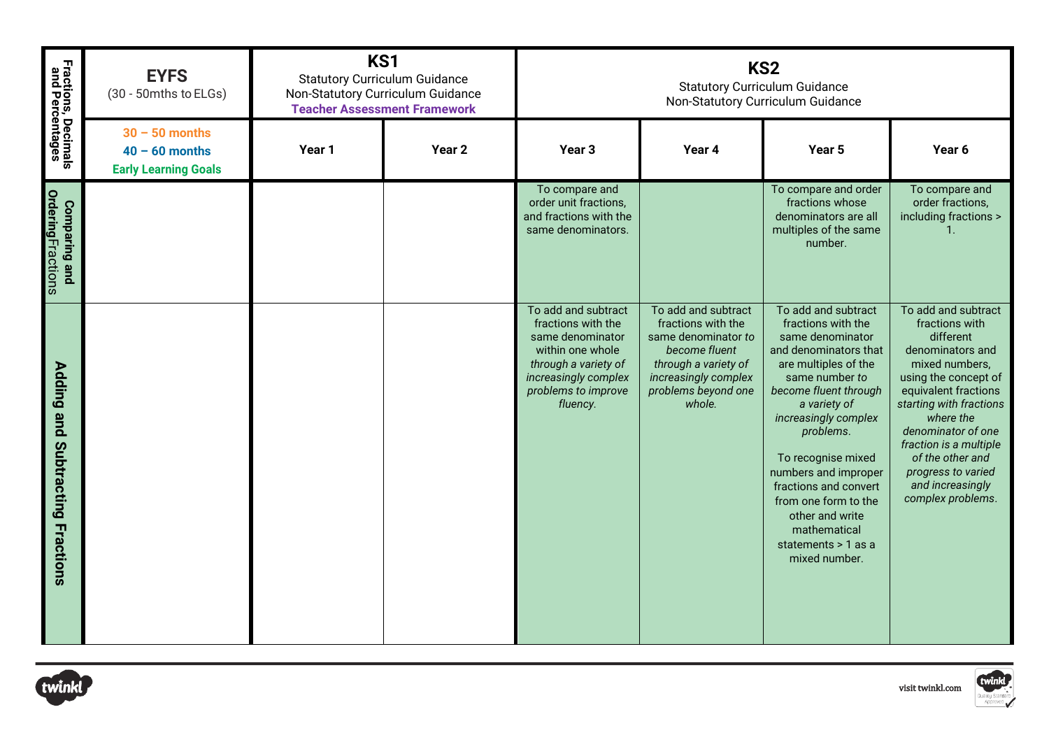| Fractions, Decimals and Percentages | EYFS (30 - 50mths to ELGs) | KS1 Statutory Curriculum Guidance Non-Statutory Curriculum Guidance **Teacher Assessment Framework** | | KS2 Statutory Curriculum Guidance Non-Statutory Curriculum Guidance | | | |
|---|---|---|---|---|---|---|---|
| | **30 – 50 months** **40 – 60 months** **Early Learning Goals** | **Year 1** | **Year 2** | **Year 3** | **Year 4** | **Year 5** | **Year 6** |
| **Comparing and Ordering** Fractions | | | | To compare and order unit fractions, and fractions with the same denominators. | | To compare and order fractions whose denominators are all multiples of the same number. | To compare and order fractions, including fractions > 1. |
| **Adding and Subtracting Fractions** | | | | To add and subtract fractions with the same denominator within one whole *through a variety of increasingly complex problems to improve fluency.* | To add and subtract fractions with the same denominator *to become fluent through a variety of increasingly complex problems beyond one whole.* | To add and subtract fractions with the same denominator and denominators that are multiples of the same number *to become fluent through a variety of increasingly complex problems.*<br><br>To recognise mixed numbers and improper fractions and convert from one form to the other and write mathematical statements > 1 as a mixed number. | To add and subtract fractions with different denominators and mixed numbers, using the concept of equivalent fractions *starting with fractions where the denominator of one fraction is a multiple of the other and progress to varied and increasingly complex problems.* |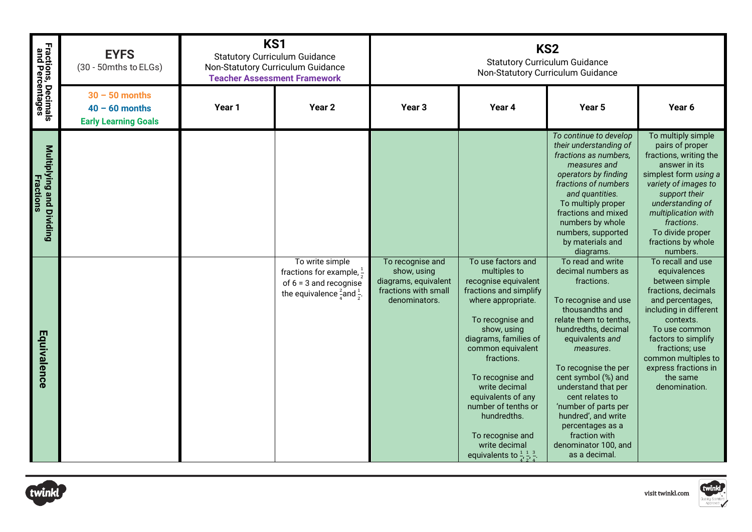| Fractions, Decimals and Percentages | EYFS (30 - 50mths to ELGs) | KS1 Statutory Curriculum Guidance Non-Statutory Curriculum Guidance Teacher Assessment Framework | | KS2 Statutory Curriculum Guidance Non-Statutory Curriculum Guidance | | | |
|---|---|---|---|---|---|---|---|
| | 30 – 50 months 40 – 60 months Early Learning Goals | Year 1 | Year 2 | Year 3 | Year 4 | Year 5 | Year 6 |
| **Multiplying and Dividing Fractions** | | | | | | *To continue to develop their understanding of fractions as numbers, measures and operators by finding fractions of numbers and quantities.* To multiply proper fractions and mixed numbers by whole numbers, supported by materials and diagrams. | To multiply simple pairs of proper fractions, writing the answer in its simplest form *using a variety of images to support their understanding of multiplication with fractions*. To divide proper fractions by whole numbers. |
| **Equivalence** | | | To write simple fractions for example, $\frac{1}{2}$ of 6 = 3 and recognise the equivalence $\frac{2}{4}$ and $\frac{1}{2}$. | To recognise and show, using diagrams, equivalent fractions with small denominators. | To use factors and multiples to recognise equivalent fractions and simplify where appropriate.<br><br>To recognise and show, using diagrams, families of common equivalent fractions.<br><br>To recognise and write decimal equivalents of any number of tenths or hundredths.<br><br>To recognise and write decimal equivalents to $\frac{1}{4}$, $\frac{1}{2}$, $\frac{3}{4}$. | To read and write decimal numbers as fractions.<br><br>To recognise and use thousandths and relate them to tenths, hundredths, decimal equivalents *and measures*.<br><br>To recognise the per cent symbol (%) and understand that per cent relates to 'number of parts per hundred', and write percentages as a fraction with denominator 100, and as a decimal. | To recall and use equivalences between simple fractions, decimals and percentages, including in different contexts. To use common factors to simplify fractions; use common multiples to express fractions in the same denomination. |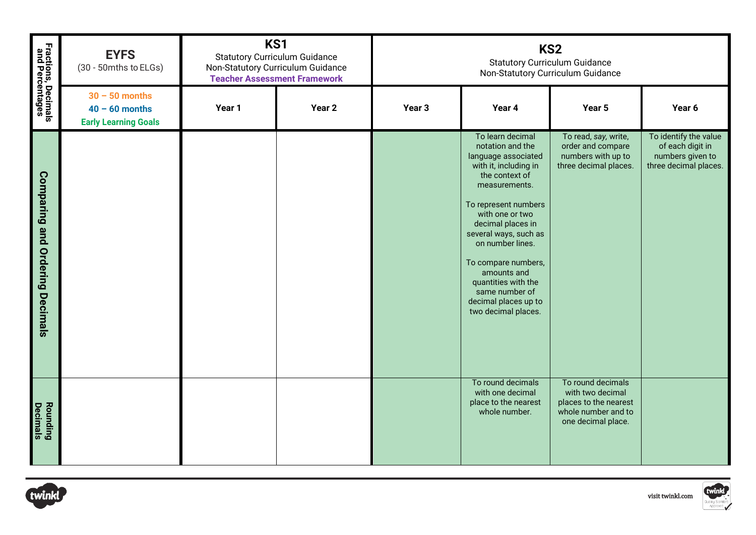| Fractions, Decimals and Percentages | EYFS (30 - 50mths to ELGs) | KS1 Statutory Curriculum Guidance Non-Statutory Curriculum Guidance Teacher Assessment Framework | | KS2 Statutory Curriculum Guidance Non-Statutory Curriculum Guidance | | | |
|---|---|---|---|---|---|---|---|
| | 30 – 50 months<br>40 – 60 months<br>Early Learning Goals | Year 1 | Year 2 | Year 3 | Year 4 | Year 5 | Year 6 |
| **Comparing and Ordering Decimals** | | | | | To learn decimal notation and the language associated with it, including in the context of measurements.<br><br>To represent numbers with one or two decimal places in several ways, such as on number lines.<br><br>To compare numbers, amounts and quantities with the same number of decimal places up to two decimal places. | To read, *say*, write, order and compare numbers with up to three decimal places. | To identify the value of each digit in numbers given to three decimal places. |
| **Rounding Decimals** | | | | | To round decimals with one decimal place to the nearest whole number. | To round decimals with two decimal places to the nearest whole number and to one decimal place. | |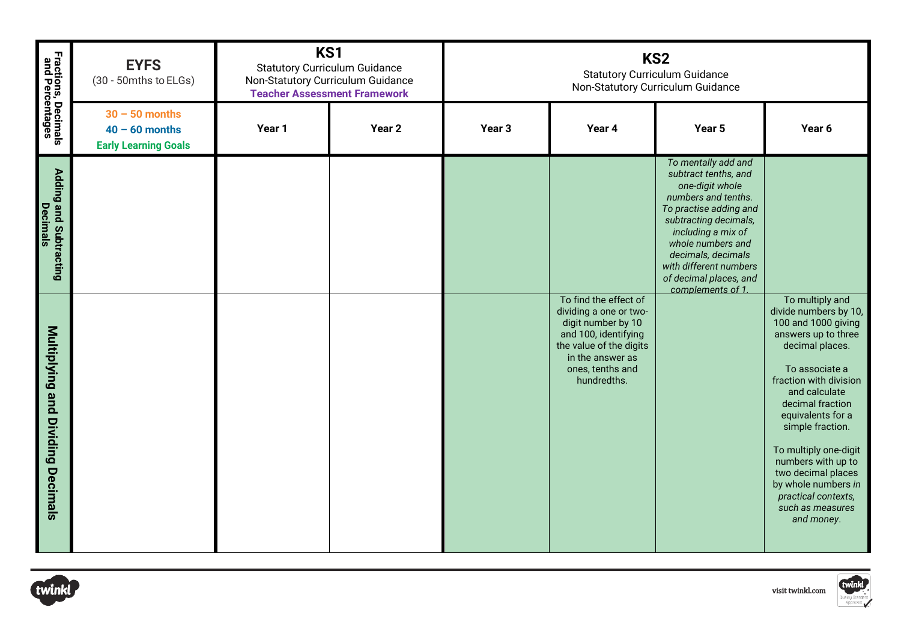| Fractions, Decimals and Percentages | EYFS (30 - 50mths to ELGs) | KS1 Statutory Curriculum Guidance Non-Statutory Curriculum Guidance **Teacher Assessment Framework** | | KS2 Statutory Curriculum Guidance Non-Statutory Curriculum Guidance | | | |
|---|---|---|---|---|---|---|---|
| | **30 – 50 months** **40 – 60 months** **Early Learning Goals** | **Year 1** | **Year 2** | **Year 3** | **Year 4** | **Year 5** | **Year 6** |
| **Adding and Subtracting Decimals** | | | | | | *To mentally add and subtract tenths, and one-digit whole numbers and tenths. To practise adding and subtracting decimals, including a mix of whole numbers and decimals, decimals with different numbers of decimal places, and complements of 1.* | |
| **Multiplying and Dividing Decimals** | | | | | To find the effect of dividing a one or two-digit number by 10 and 100, identifying the value of the digits in the answer as ones, tenths and hundredths. | | To multiply and divide numbers by 10, 100 and 1000 giving answers up to three decimal places.<br><br>To associate a fraction with division and calculate decimal fraction equivalents for a simple fraction.<br><br>To multiply one-digit numbers with up to two decimal places by whole numbers *in practical contexts, such as measures and money*. |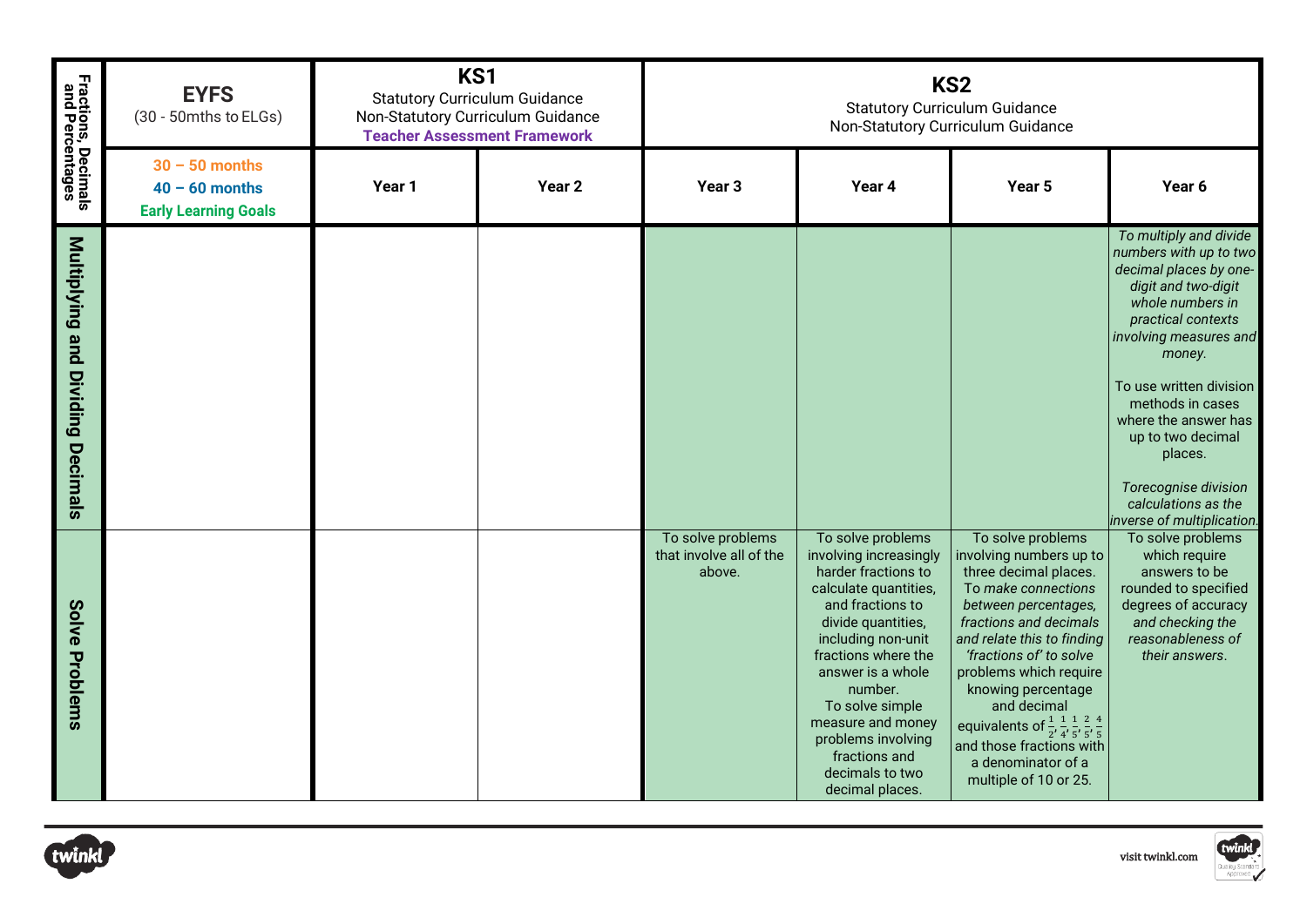| Fractions, Decimals and Percentages | EYFS (30 - 50mths to ELGs) | KS1 Statutory Curriculum Guidance Non-Statutory Curriculum Guidance **Teacher Assessment Framework** | | KS2 Statutory Curriculum Guidance Non-Statutory Curriculum Guidance | | | |
|---|---|---|---|---|---|---|---|
| | **30 – 50 months** **40 – 60 months** **Early Learning Goals** | **Year 1** | **Year 2** | **Year 3** | **Year 4** | **Year 5** | **Year 6** |
| **Multiplying and Dividing Decimals** | | | | | | | *To multiply and divide numbers with up to two decimal places by one-digit and two-digit whole numbers in practical contexts involving measures and money.* To use written division methods in cases where the answer has up to two decimal places. *Torecognise division calculations as the inverse of multiplication.* |
| **Solve Problems** | | | | To solve problems that involve all of the above. | To solve problems involving increasingly harder fractions to calculate quantities, and fractions to divide quantities, including non-unit fractions where the answer is a whole number. To solve simple measure and money problems involving fractions and decimals to two decimal places. | To solve problems involving numbers up to three decimal places. *To make connections between percentages, fractions and decimals and relate this to finding 'fractions of' to solve* problems which require knowing percentage and decimal equivalents of $\frac{1}{2}, \frac{1}{4}, \frac{1}{5}, \frac{2}{5}, \frac{4}{5}$ and those fractions with a denominator of a multiple of 10 or 25. | To solve problems which require answers to be rounded to specified degrees of accuracy *and checking the reasonableness of their answers.* |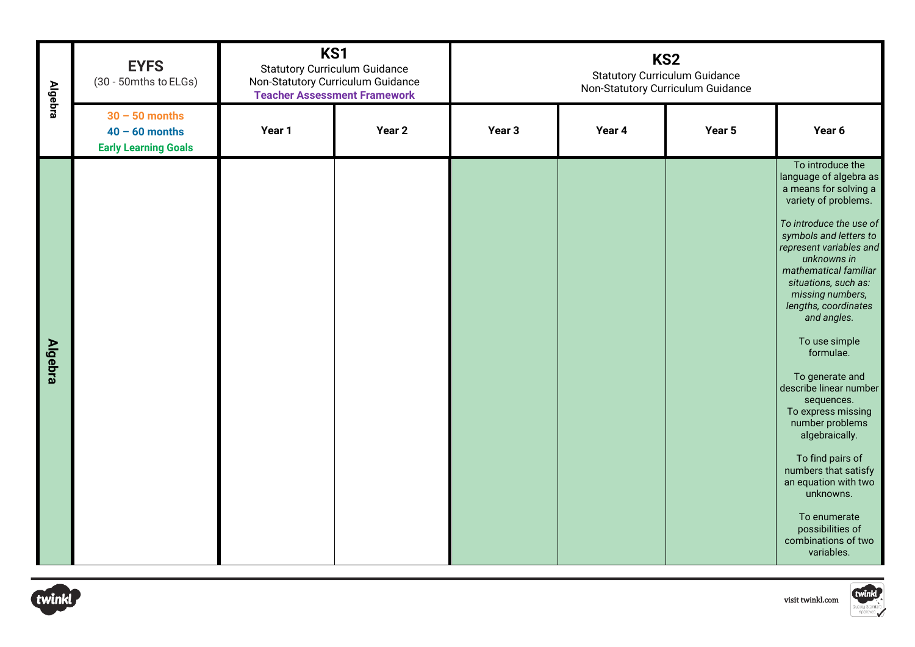| Algebra | EYFS (30 - 50mths to ELGs) | KS1 Statutory Curriculum Guidance Non-Statutory Curriculum Guidance **Teacher Assessment Framework** | | KS2 Statutory Curriculum Guidance Non-Statutory Curriculum Guidance | | | |
|---|---|---|---|---|---|---|---|
| | 30 – 50 months<br>40 – 60 months<br>Early Learning Goals | Year 1 | Year 2 | Year 3 | Year 4 | Year 5 | Year 6 |
| **Algebra** | | | | | | | To introduce the language of algebra as a means for solving a variety of problems.<br><br>*To introduce the use of symbols and letters to represent variables and unknowns in mathematical familiar situations, such as: missing numbers, lengths, coordinates and angles.*<br><br>To use simple formulae.<br><br>To generate and describe linear number sequences.<br>To express missing number problems algebraically.<br><br>To find pairs of numbers that satisfy an equation with two unknowns.<br><br>To enumerate possibilities of combinations of two variables. |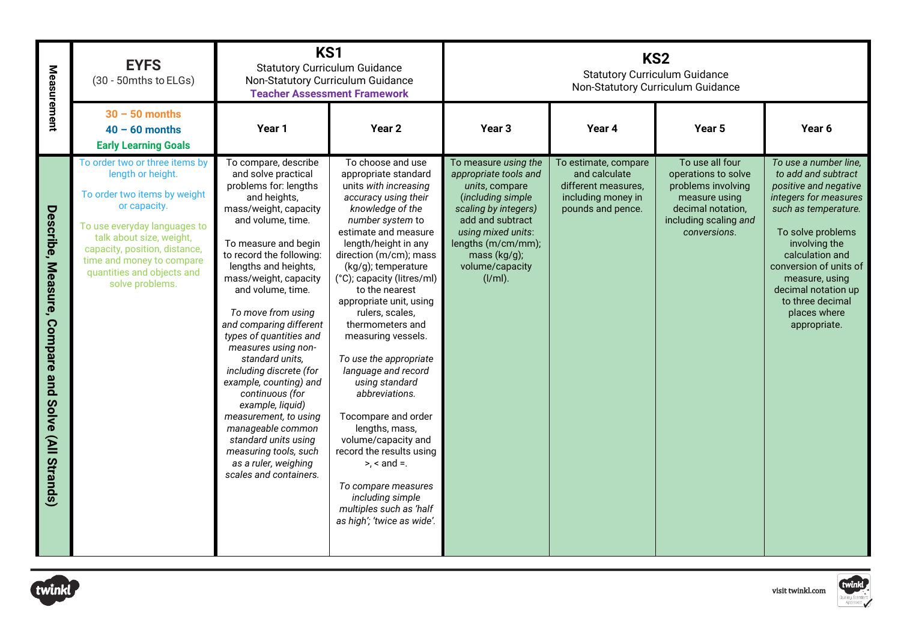| Measurement | **EYFS** (30 - 50mths to ELGs) | **KS1** Statutory Curriculum Guidance Non-Statutory Curriculum Guidance **Teacher Assessment Framework** | | **KS2** Statutory Curriculum Guidance Non-Statutory Curriculum Guidance | | | |
|---|---|---|---|---|---|---|---|
| | **30 – 50 months** **40 – 60 months** **Early Learning Goals** | **Year 1** | **Year 2** | **Year 3** | **Year 4** | **Year 5** | **Year 6** |
| **Describe, Measure, Compare and Solve (All Strands)** | To order two or three items by length or height.<br><br>To order two items by weight or capacity.<br><br>To use everyday languages to talk about size, weight, capacity, position, distance, time and money to compare quantities and objects and solve problems. | To compare, describe and solve practical problems for: lengths and heights, mass/weight, capacity and volume, time.<br><br>To measure and begin to record the following: lengths and heights, mass/weight, capacity and volume, time.<br><br>*To move from using and comparing different types of quantities and measures using non-standard units, including discrete (for example, counting) and continuous (for example, liquid) measurement, to using manageable common standard units using measuring tools, such as a ruler, weighing scales and containers.* | To choose and use appropriate standard units *with increasing accuracy using their knowledge of the number system* to estimate and measure length/height in any direction (m/cm); mass (kg/g); temperature (°C); capacity (litres/ml) to the nearest appropriate unit, using rulers, scales, thermometers and measuring vessels.<br><br>*To use the appropriate language and record using standard abbreviations.*<br><br>Tocompare and order lengths, mass, volume/capacity and record the results using >, < and =.<br><br>*To compare measures including simple multiples such as 'half as high'; 'twice as wide'.* | To measure *using the appropriate tools and units*, compare (*including simple scaling by integers)* add and subtract *using mixed units*: lengths (m/cm/mm); mass (kg/g); volume/capacity (l/ml). | To estimate, compare and calculate different measures, including money in pounds and pence. | To use all four operations to solve problems involving measure using decimal notation, including scaling *and conversions.* | *To use a number line, to add and subtract positive and negative integers for measures such as temperature.*<br><br>To solve problems involving the calculation and conversion of units of measure, using decimal notation up to three decimal places where appropriate. |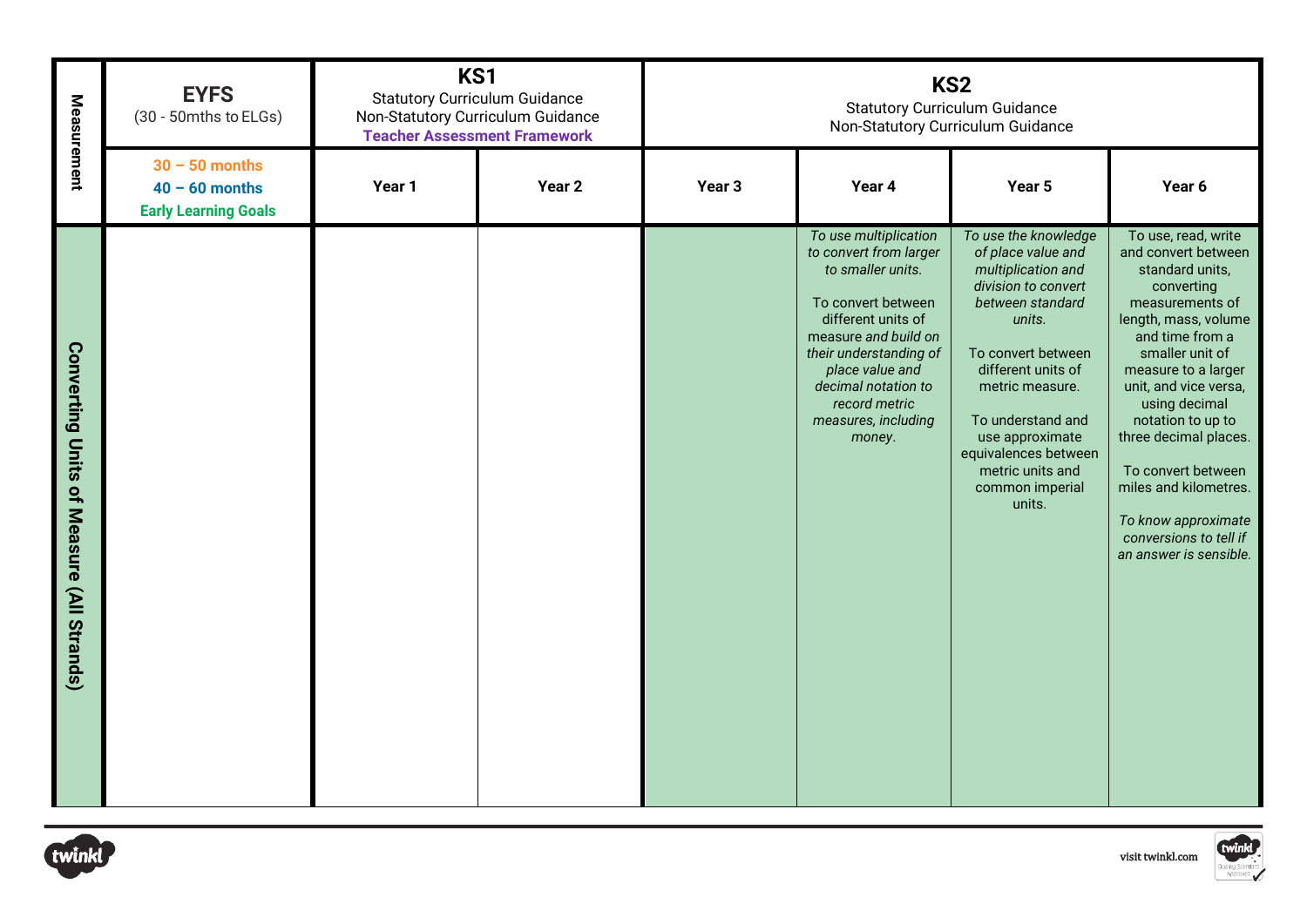| Measurement | EYFS (30 - 50mths to ELGs) | KS1 Statutory Curriculum Guidance Non-Statutory Curriculum Guidance **Teacher Assessment Framework** | | KS2 Statutory Curriculum Guidance Non-Statutory Curriculum Guidance | | | |
|---|---|---|---|---|---|---|---|
| | **30 – 50 months** **40 – 60 months** **Early Learning Goals** | **Year 1** | **Year 2** | **Year 3** | **Year 4** | **Year 5** | **Year 6** |
| **Converting Units of Measure (All Strands)** | | | | | *To use multiplication to convert from larger to smaller units.*<br><br>To convert between different units of measure *and build on their understanding of place value and decimal notation to record metric measures, including money.* | *To use the knowledge of place value and multiplication and division to convert between standard units.*<br><br>To convert between different units of metric measure.<br><br>To understand and use approximate equivalences between metric units and common imperial units. | To use, read, write and convert between standard units, converting measurements of length, mass, volume and time from a smaller unit of measure to a larger unit, and vice versa, using decimal notation to up to three decimal places.<br><br>To convert between miles and kilometres.<br><br>*To know approximate conversions to tell if an answer is sensible.* |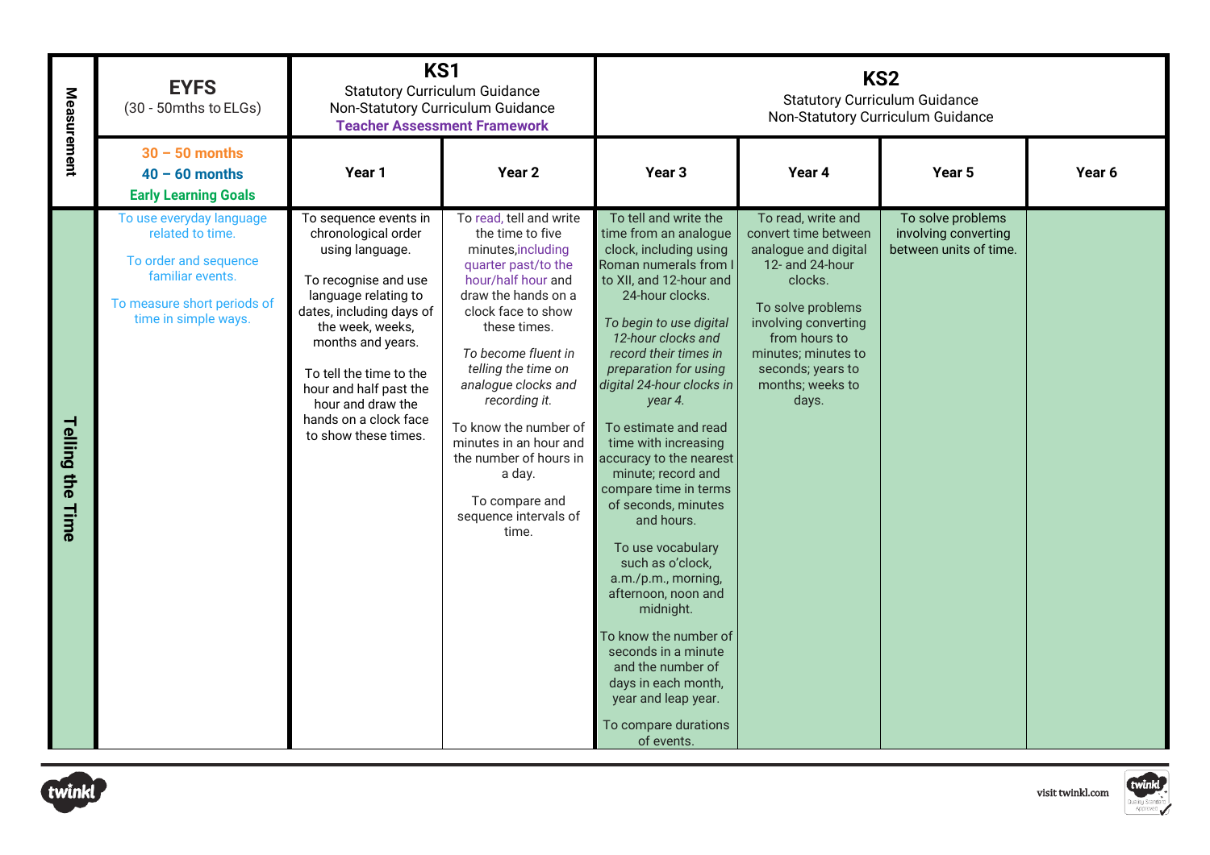| Measurement | EYFS (30 - 50mths to ELGs) | KS1 Statutory Curriculum Guidance Non-Statutory Curriculum Guidance **Teacher Assessment Framework** | | KS2 Statutory Curriculum Guidance Non-Statutory Curriculum Guidance | | | |
|---|---|---|---|---|---|---|---|
| | **30 – 50 months** **40 – 60 months** **Early Learning Goals** | **Year 1** | **Year 2** | **Year 3** | **Year 4** | **Year 5** | **Year 6** |
| **Telling the Time** | To use everyday language related to time.<br><br>To order and sequence familiar events.<br><br>To measure short periods of time in simple ways. | To sequence events in chronological order using language.<br><br>To recognise and use language relating to dates, including days of the week, weeks, months and years.<br><br>To tell the time to the hour and half past the hour and draw the hands on a clock face to show these times. | To read, tell and write the time to five minutes, including quarter past/to the hour/half hour and draw the hands on a clock face to show these times.<br><br>*To become fluent in telling the time on analogue clocks and recording it.*<br><br>To know the number of minutes in an hour and the number of hours in a day.<br><br>To compare and sequence intervals of time. | To tell and write the time from an analogue clock, including using Roman numerals from I to XII, and 12-hour and 24-hour clocks.<br><br>*To begin to use digital 12-hour clocks and record their times in preparation for using digital 24-hour clocks in year 4.*<br><br>To estimate and read time with increasing accuracy to the nearest minute; record and compare time in terms of seconds, minutes and hours.<br><br>To use vocabulary such as o'clock, a.m./p.m., morning, afternoon, noon and midnight.<br><br>To know the number of seconds in a minute and the number of days in each month, year and leap year.<br><br>To compare durations of events. | To read, write and convert time between analogue and digital 12- and 24-hour clocks.<br><br>To solve problems involving converting from hours to minutes; minutes to seconds; years to months; weeks to days. | To solve problems involving converting between units of time. | |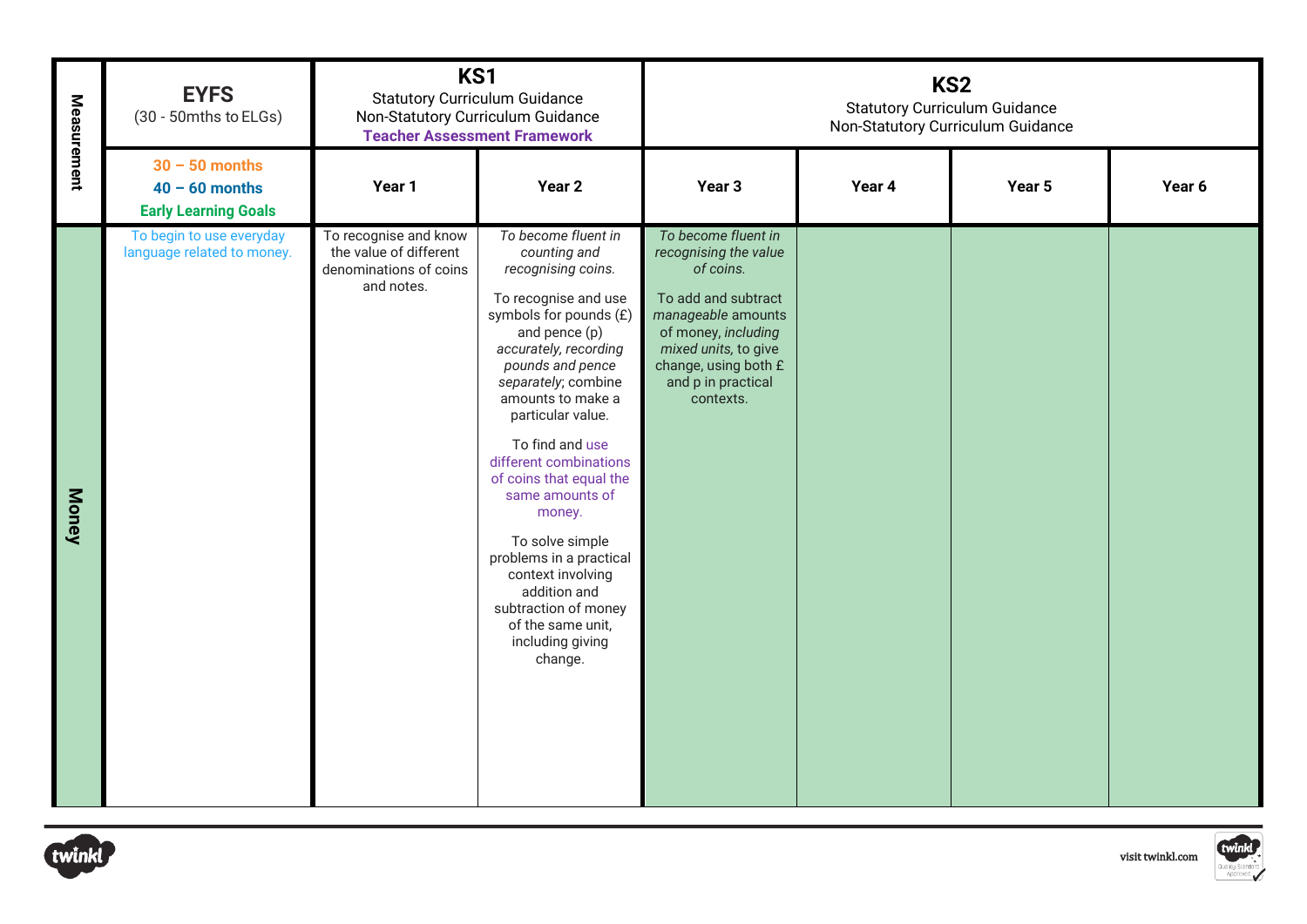| Measurement | EYFS (30 - 50mths to ELGs) | KS1 Statutory Curriculum Guidance Non-Statutory Curriculum Guidance **Teacher Assessment Framework** | | KS2 Statutory Curriculum Guidance Non-Statutory Curriculum Guidance | | | |
|---|---|---|---|---|---|---|---|
| | **30 – 50 months** **40 – 60 months** **Early Learning Goals** | **Year 1** | **Year 2** | **Year 3** | **Year 4** | **Year 5** | **Year 6** |
| **Money** | To begin to use everyday language related to money. | To recognise and know the value of different denominations of coins and notes. | *To become fluent in counting and recognising coins.*<br><br>To recognise and use symbols for pounds (£) and pence (p) *accurately, recording pounds and pence separately*; combine amounts to make a particular value.<br><br>To find and use different combinations of coins that equal the same amounts of money.<br><br>To solve simple problems in a practical context involving addition and subtraction of money of the same unit, including giving change. | *To become fluent in recognising the value of coins.*<br><br>To add and subtract *manageable* amounts of money, *including mixed units,* to give change, using both £ and p in practical contexts. | | | |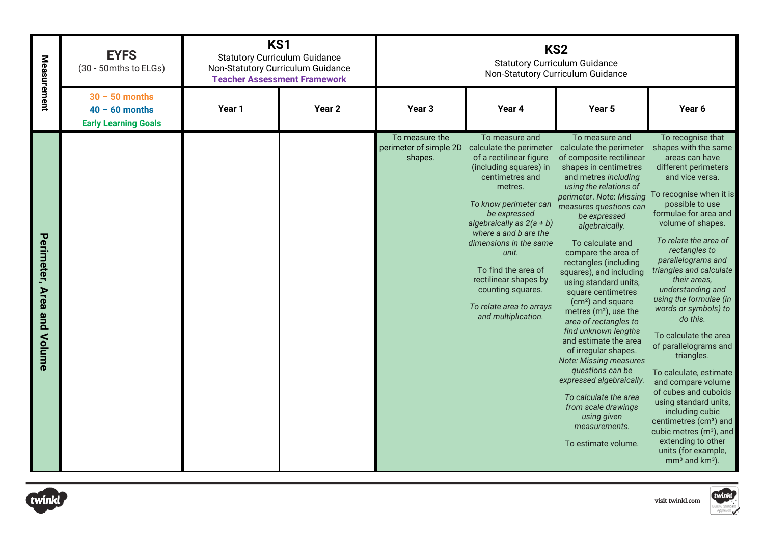| Measurement | EYFS (30 - 50mths to ELGs) | KS1 Statutory Curriculum Guidance Non-Statutory Curriculum Guidance **Teacher Assessment Framework** | | KS2 Statutory Curriculum Guidance Non-Statutory Curriculum Guidance | | | |
|---|---|---|---|---|---|---|---|
| | **30 – 50 months** **40 – 60 months** **Early Learning Goals** | **Year 1** | **Year 2** | **Year 3** | **Year 4** | **Year 5** | **Year 6** |
| **Perimeter, Area and Volume** | | | | To measure the perimeter of simple 2D shapes. | To measure and calculate the perimeter of a rectilinear figure (including squares) in centimetres and metres. *To know perimeter can be expressed algebraically as $2(a + b)$ where a and b are the dimensions in the same unit.* To find the area of rectilinear shapes by counting squares. *To relate area to arrays and multiplication.* | To measure and calculate the perimeter of composite rectilinear shapes in centimetres and metres *including using the relations of perimeter. Note: Missing measures questions can be expressed algebraically.* To calculate and compare the area of rectangles (including squares), and including using standard units, square centimetres ($cm^2$) and square metres ($m^2$), use the *area of rectangles to find unknown lengths* and estimate the area of irregular shapes. *Note: Missing measures questions can be expressed algebraically.* *To calculate the area from scale drawings using given measurements.* To estimate volume. | To recognise that shapes with the same areas can have different perimeters and vice versa. To recognise when it is possible to use formulae for area and volume of shapes. *To relate the area of rectangles to parallelograms and triangles and calculate their areas, understanding and using the formulae (in words or symbols) to do this.* To calculate the area of parallelograms and triangles. To calculate, estimate and compare volume of cubes and cuboids using standard units, including cubic centimetres ($cm^3$) and cubic metres ($m^3$), and extending to other units (for example, $mm^3$ and $km^3$). |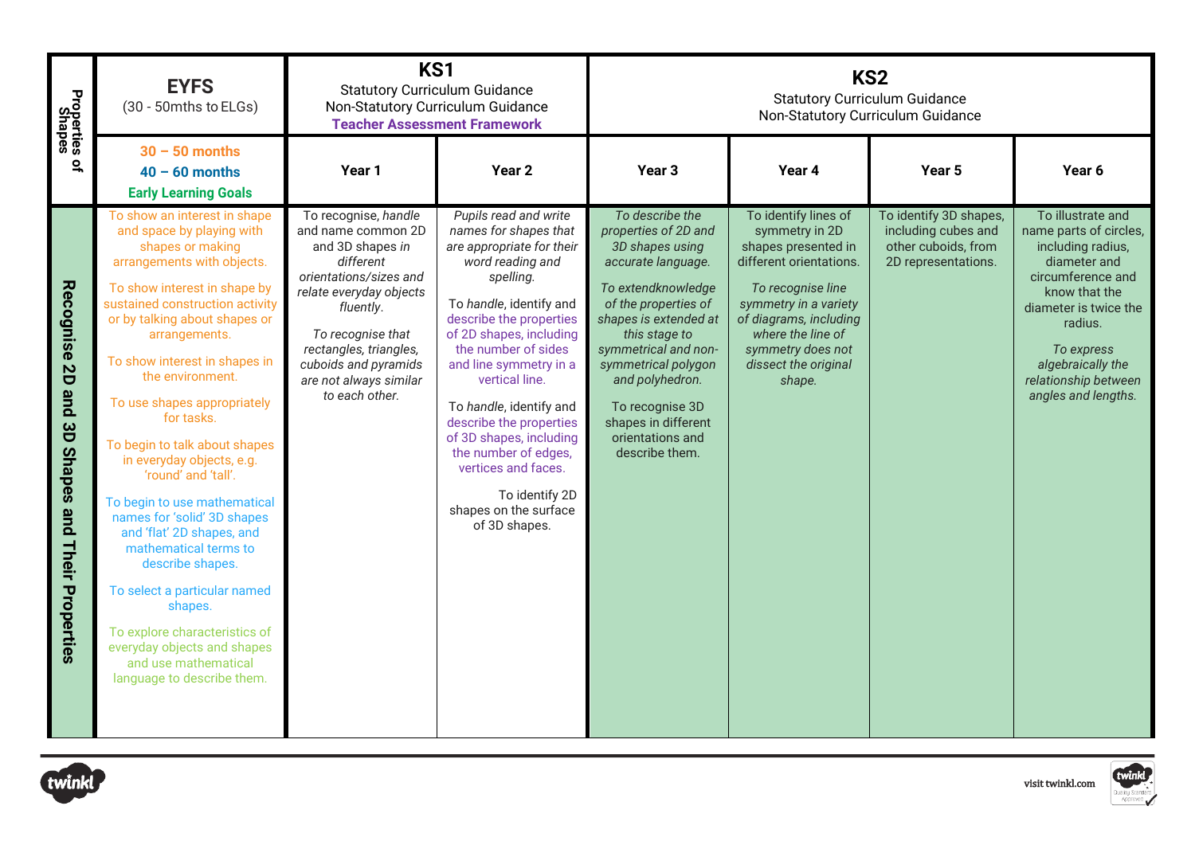| Properties of Shapes | EYFS (30 - 50mths to ELGs) | KS1 Statutory Curriculum Guidance Non-Statutory Curriculum Guidance **Teacher Assessment Framework** | | KS2 Statutory Curriculum Guidance Non-Statutory Curriculum Guidance | | | |
|---|---|---|---|---|---|---|---|
| | **30 – 50 months** **40 – 60 months** **Early Learning Goals** | **Year 1** | **Year 2** | **Year 3** | **Year 4** | **Year 5** | **Year 6** |
| **Recognise 2D and 3D Shapes and Their Properties** | To show an interest in shape and space by playing with shapes or making arrangements with objects.<br><br>To show interest in shape by sustained construction activity or by talking about shapes or arrangements.<br><br>To show interest in shapes in the environment.<br><br>To use shapes appropriately for tasks.<br><br>To begin to talk about shapes in everyday objects, e.g. 'round' and 'tall'.<br><br>To begin to use mathematical names for 'solid' 3D shapes and 'flat' 2D shapes, and mathematical terms to describe shapes.<br><br>To select a particular named shapes.<br><br>To explore characteristics of everyday objects and shapes and use mathematical language to describe them. | To recognise, *handle* and name common 2D and 3D shapes *in different orientations/sizes and relate everyday objects fluently.*<br><br>*To recognise that rectangles, triangles, cuboids and pyramids are not always similar to each other.* | *Pupils read and write names for shapes that are appropriate for their word reading and spelling.*<br><br>To *handle*, identify and describe the properties of 2D shapes, including the number of sides and line symmetry in a vertical line.<br><br>To *handle*, identify and describe the properties of 3D shapes, including the number of edges, vertices and faces.<br><br>To identify 2D shapes on the surface of 3D shapes. | *To describe the properties of 2D and 3D shapes using accurate language.*<br><br>*To extendknowledge of the properties of shapes is extended at this stage to symmetrical and non-symmetrical polygon and polyhedron.*<br><br>To recognise 3D shapes in different orientations and describe them. | To identify lines of symmetry in 2D shapes presented in different orientations.<br><br>*To recognise line symmetry in a variety of diagrams, including where the line of symmetry does not dissect the original shape.* | To identify 3D shapes, including cubes and other cuboids, from 2D representations. | To illustrate and name parts of circles, including radius, diameter and circumference and know that the diameter is twice the radius.<br><br>*To express algebraically the relationship between angles and lengths.* |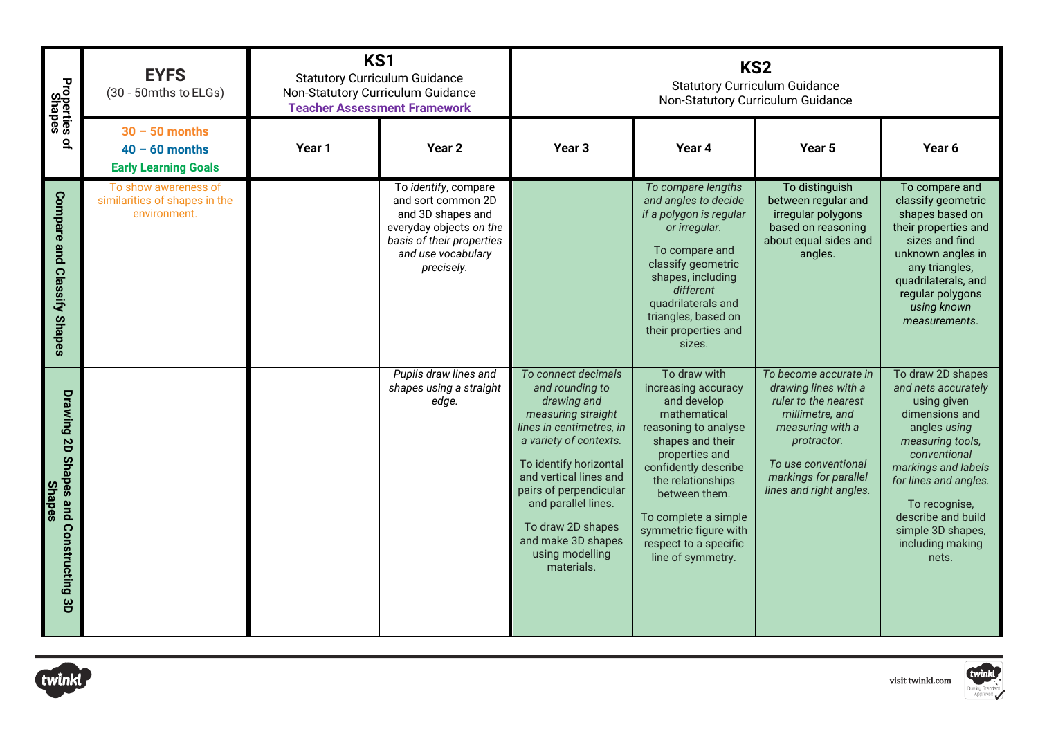| Properties of Shapes | EYFS (30 - 50mths to ELGs) | KS1 Statutory Curriculum Guidance Non-Statutory Curriculum Guidance **Teacher Assessment Framework** | | KS2 Statutory Curriculum Guidance Non-Statutory Curriculum Guidance | | | |
|---|---|---|---|---|---|---|---|
| | **30 – 50 months** **40 – 60 months** **Early Learning Goals** | **Year 1** | **Year 2** | **Year 3** | **Year 4** | **Year 5** | **Year 6** |
| **Compare and Classify Shapes** | To show awareness of similarities of shapes in the environment. | | To *identify*, compare and sort common 2D and 3D shapes and everyday objects *on the basis of their properties and use vocabulary precisely.* | | *To compare lengths and angles to decide if a polygon is regular or irregular.* To compare and classify geometric shapes, including *different* quadrilaterals and triangles, based on their properties and sizes. | To distinguish between regular and irregular polygons based on reasoning about equal sides and angles. | To compare and classify geometric shapes based on their properties and sizes and find unknown angles in any triangles, quadrilaterals, and regular polygons *using known measurements*. |
| **Drawing 2D Shapes and Constructing 3D Shapes** | | | *Pupils draw lines and shapes using a straight edge.* | *To connect decimals and rounding to drawing and measuring straight lines in centimetres, in a variety of contexts.* To identify horizontal and vertical lines and pairs of perpendicular and parallel lines. To draw 2D shapes and make 3D shapes using modelling materials. | To draw with increasing accuracy and develop mathematical reasoning to analyse shapes and their properties and confidently describe the relationships between them. To complete a simple symmetric figure with respect to a specific line of symmetry. | *To become accurate in drawing lines with a ruler to the nearest millimetre, and measuring with a protractor.* *To use conventional markings for parallel lines and right angles.* | To draw 2D shapes *and nets* accurately using given dimensions and angles *using measuring tools, conventional markings and labels for lines and angles.* To recognise, describe and build simple 3D shapes, including making nets. |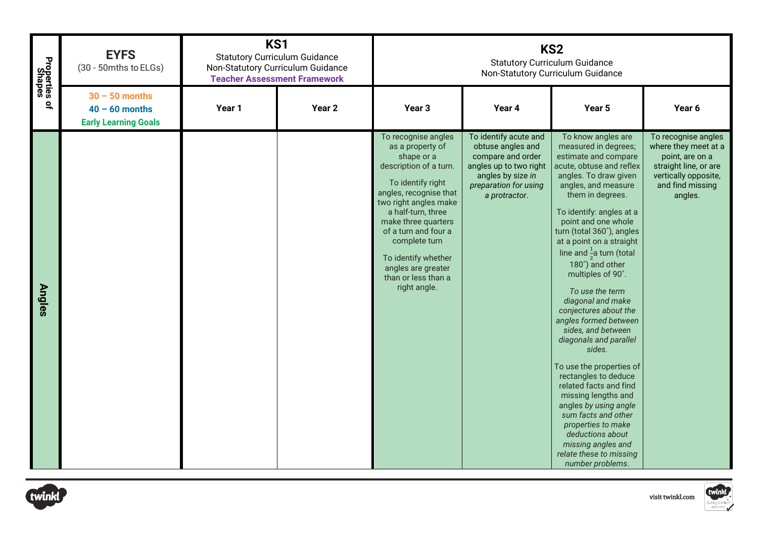| Properties of Shapes | EYFS (30 - 50mths to ELGs) | KS1 Statutory Curriculum Guidance Non-Statutory Curriculum Guidance **Teacher Assessment Framework** | | KS2 Statutory Curriculum Guidance Non-Statutory Curriculum Guidance | | | |
|---|---|---|---|---|---|---|---|
| | **30 – 50 months** **40 – 60 months** **Early Learning Goals** | **Year 1** | **Year 2** | **Year 3** | **Year 4** | **Year 5** | **Year 6** |
| **Angles** | | | | To recognise angles as a property of shape or a description of a turn. To identify right angles, recognise that two right angles make a half-turn, three make three quarters of a turn and four a complete turn To identify whether angles are greater than or less than a right angle. | To identify acute and obtuse angles and compare and order angles up to two right angles by size *in preparation for using a protractor*. | To know angles are measured in degrees; estimate and compare acute, obtuse and reflex angles. To draw given angles, and measure them in degrees. To identify: angles at a point and one whole turn (total 360˚), angles at a point on a straight line and $\frac{1}{2}$a turn (total 180˚) and other multiples of 90˚. *To use the term diagonal and make conjectures about the angles formed between sides, and between diagonals and parallel sides.* To use the properties of rectangles to deduce related facts and find missing lengths and angles *by using angle sum facts and other properties to make deductions about missing angles and relate these to missing number problems*. | To recognise angles where they meet at a point, are on a straight line, or are vertically opposite, and find missing angles. |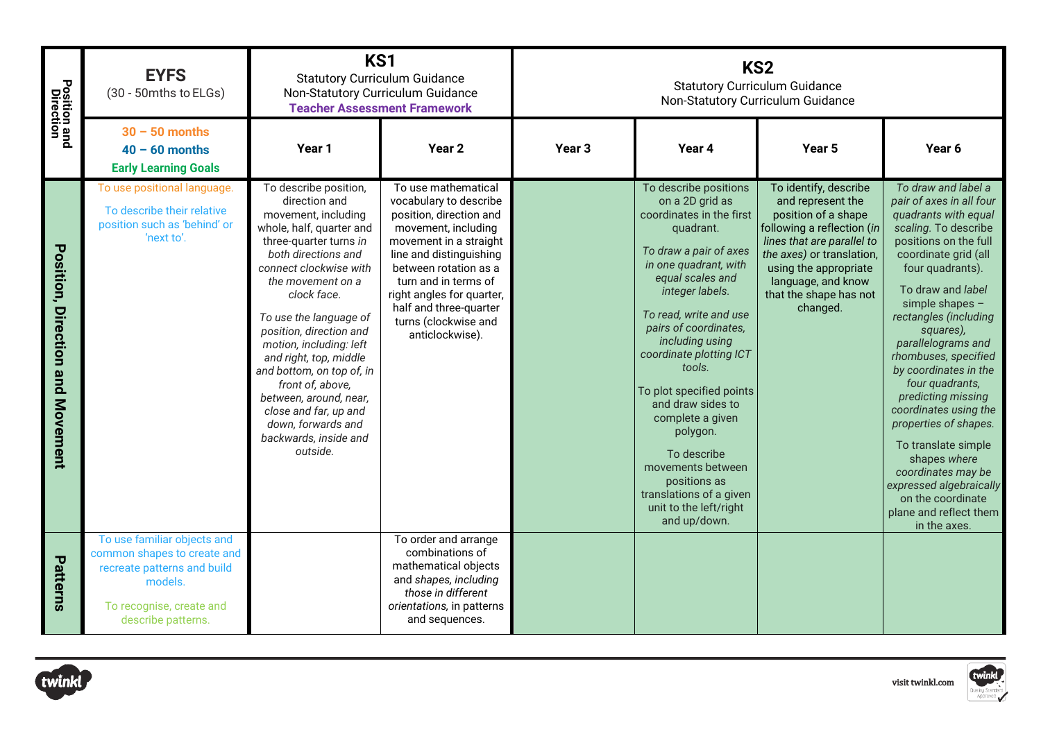| Position and Direction | EYFS (30 - 50mths to ELGs) | KS1 Statutory Curriculum Guidance Non-Statutory Curriculum Guidance Teacher Assessment Framework | | KS2 Statutory Curriculum Guidance Non-Statutory Curriculum Guidance | | | |
|---|---|---|---|---|---|---|---|
| | 30 – 50 months<br>40 – 60 months<br>Early Learning Goals | Year 1 | Year 2 | Year 3 | Year 4 | Year 5 | Year 6 |
| **Position, Direction and Movement** | To use positional language.<br><br>To describe their relative position such as 'behind' or 'next to'. | To describe position, direction and movement, including whole, half, quarter and three-quarter turns *in both directions and connect clockwise with the movement on a clock face.*<br><br>*To use the language of position, direction and motion, including: left and right, top, middle and bottom, on top of, in front of, above, between, around, near, close and far, up and down, forwards and backwards, inside and outside.* | To use mathematical vocabulary to describe position, direction and movement, including movement in a straight line and distinguishing between rotation as a turn and in terms of right angles for quarter, half and three-quarter turns (clockwise and anticlockwise). | | To describe positions on a 2D grid as coordinates in the first quadrant.<br><br>*To draw a pair of axes in one quadrant, with equal scales and integer labels.*<br><br>*To read, write and use pairs of coordinates, including using coordinate plotting ICT tools.*<br><br>To plot specified points and draw sides to complete a given polygon.<br><br>To describe movements between positions as translations of a given unit to the left/right and up/down. | To identify, describe and represent the position of a shape following a reflection (*in lines that are parallel to the axes)* or translation, using the appropriate language, and know that the shape has not changed. | *To draw and label a pair of axes in all four quadrants with equal scaling.* To describe positions on the full coordinate grid (all four quadrants).<br><br>To draw and *label* simple shapes – *rectangles (including squares), parallelograms and rhombuses, specified by coordinates in the four quadrants, predicting missing coordinates using the properties of shapes.*<br><br>To translate simple shapes *where coordinates may be expressed algebraically* on the coordinate plane and reflect them in the axes. |
| **Patterns** | To use familiar objects and common shapes to create and recreate patterns and build models.<br><br>To recognise, create and describe patterns. | | To order and arrange combinations of mathematical objects and *shapes, including those in different orientations,* in patterns and sequences. | | | | |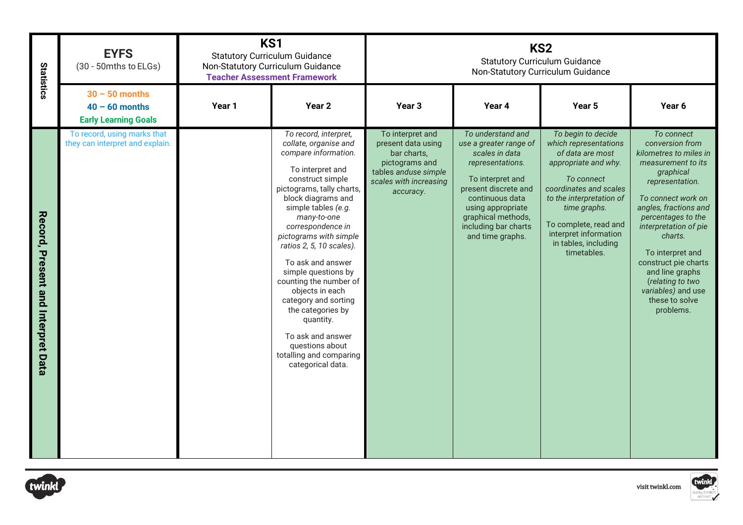| Statistics | **EYFS** (30 - 50mths to ELGs) | **KS1** Statutory Curriculum Guidance Non-Statutory Curriculum Guidance **Teacher Assessment Framework** | | **KS2** Statutory Curriculum Guidance Non-Statutory Curriculum Guidance | | | |
|---|---|---|---|---|---|---|---|
| | **30 – 50 months** **40 – 60 months** **Early Learning Goals** | **Year 1** | **Year 2** | **Year 3** | **Year 4** | **Year 5** | **Year 6** |
| **Record, Present and Interpret Data** | To record, using marks that they can interpret and explain. | | *To record, interpret, collate, organise and compare information.* <br><br> To interpret and construct simple pictograms, tally charts, block diagrams and simple tables *(e.g. many-to-one correspondence in pictograms with simple ratios 2, 5, 10 scales).* <br><br> To ask and answer simple questions by counting the number of objects in each category and sorting the categories by quantity. <br><br> To ask and answer questions about totalling and comparing categorical data. | To interpret and present data using bar charts, pictograms and tables *anduse simple scales with increasing accuracy.* | *To understand and use a greater range of scales in data representations.* <br><br> To interpret and present discrete and continuous data using appropriate graphical methods, including bar charts and time graphs. | *To begin to decide which representations of data are most appropriate and why.* <br><br> *To connect coordinates and scales to the interpretation of time graphs.* <br><br> To complete, read and interpret information in tables, including timetables. | *To connect conversion from kilometres to miles in measurement to its graphical representation.* <br><br> *To connect work on angles, fractions and percentages to the interpretation of pie charts.* <br><br> To interpret and construct pie charts and line graphs *(relating to two variables)* and use these to solve problems. |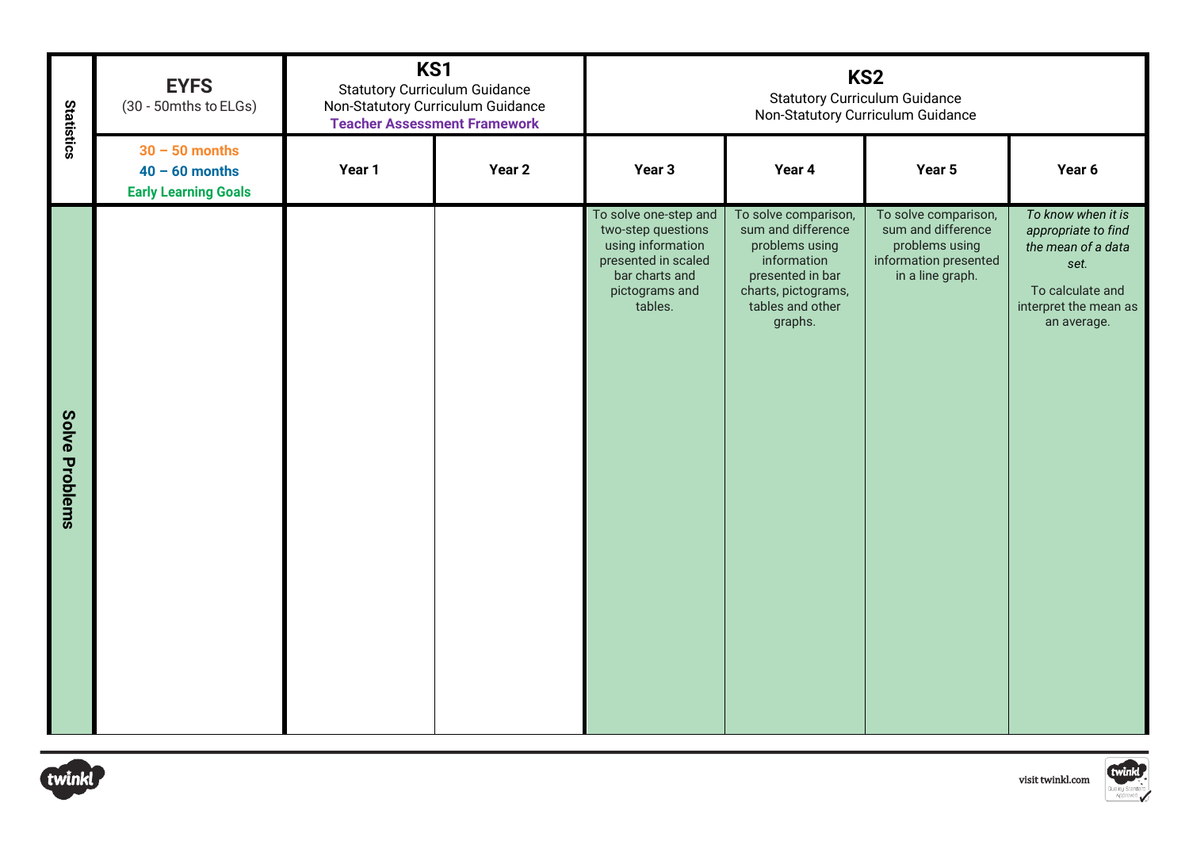| Statistics | EYFS (30 - 50mths to ELGs) | KS1 Statutory Curriculum Guidance Non-Statutory Curriculum Guidance **Teacher Assessment Framework** | | KS2 Statutory Curriculum Guidance Non-Statutory Curriculum Guidance | | | |
|---|---|---|---|---|---|---|---|
| | **30 – 50 months** **40 – 60 months** **Early Learning Goals** | **Year 1** | **Year 2** | **Year 3** | **Year 4** | **Year 5** | **Year 6** |
| **Solve Problems** | | | | To solve one-step and two-step questions using information presented in scaled bar charts and pictograms and tables. | To solve comparison, sum and difference problems using information presented in bar charts, pictograms, tables and other graphs. | To solve comparison, sum and difference problems using information presented in a line graph. | *To know when it is appropriate to find the mean of a data set.* To calculate and interpret the mean as an average. |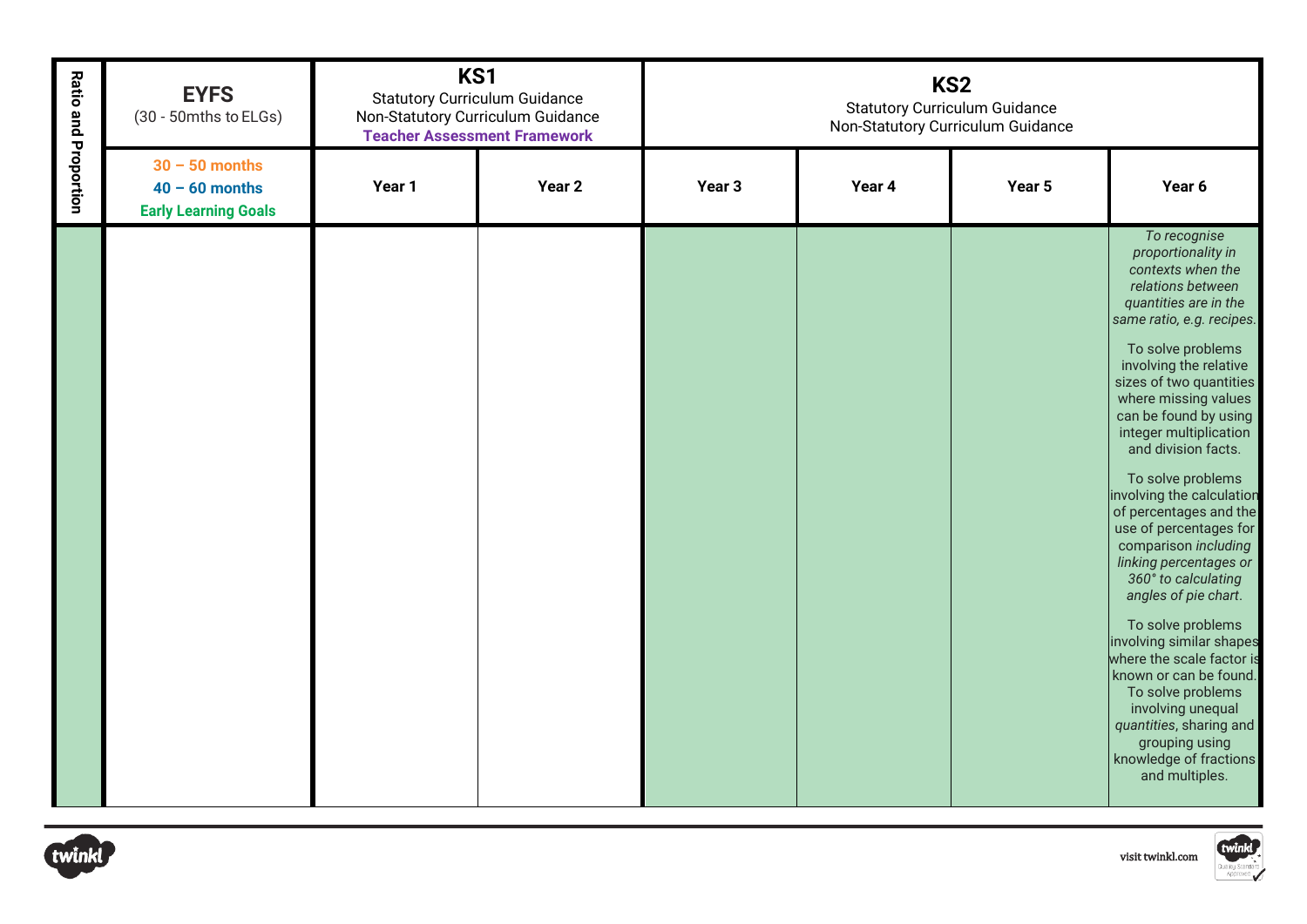| Ratio and Proportion | EYFS (30 - 50mths to ELGs) | KS1 Statutory Curriculum Guidance Non-Statutory Curriculum Guidance **Teacher Assessment Framework** | | KS2 Statutory Curriculum Guidance Non-Statutory Curriculum Guidance | | | |
|---|---|---|---|---|---|---|---|
| | **30 – 50 months** **40 – 60 months** **Early Learning Goals** | **Year 1** | **Year 2** | **Year 3** | **Year 4** | **Year 5** | **Year 6** |
| | | | | | | | *To recognise proportionality in contexts when the relations between quantities are in the same ratio, e.g. recipes.* To solve problems involving the relative sizes of two quantities where missing values can be found by using integer multiplication and division facts. To solve problems involving the calculation of percentages and the use of percentages for comparison *including linking percentages or 360° to calculating angles of pie chart.* To solve problems involving similar shapes where the scale factor is known or can be found. To solve problems involving unequal *quantities*, sharing and grouping using knowledge of fractions and multiples. |